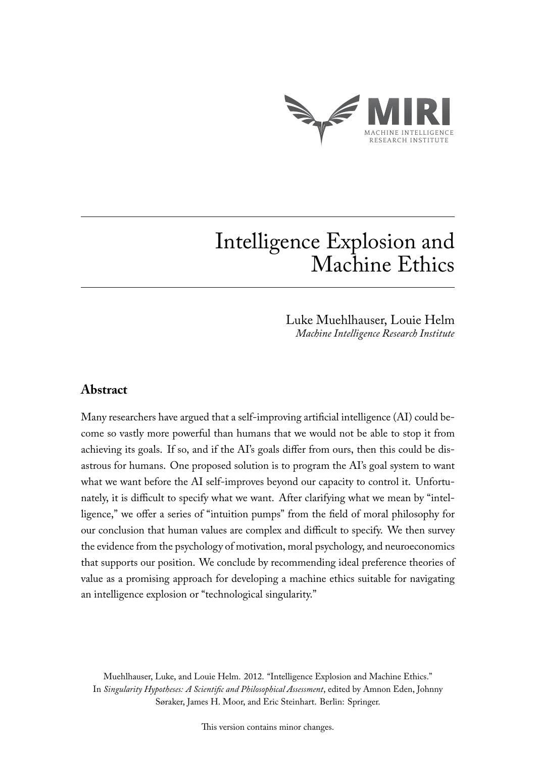MIRI

MACHINE INTELLIGENCE RESEARCH INSTITUTE

# Intelligence Explosion and Machine Ethics

Luke Muehlhauser, Louie Helm
*Machine Intelligence Research Institute*

## Abstract

Many researchers have argued that a self-improving artificial intelligence (AI) could become so vastly more powerful than humans that we would not be able to stop it from achieving its goals. If so, and if the AI's goals differ from ours, then this could be disastrous for humans. One proposed solution is to program the AI's goal system to want what we want before the AI self-improves beyond our capacity to control it. Unfortunately, it is difficult to specify what we want. After clarifying what we mean by "intelligence," we offer a series of "intuition pumps" from the field of moral philosophy for our conclusion that human values are complex and difficult to specify. We then survey the evidence from the psychology of motivation, moral psychology, and neuroeconomics that supports our position. We conclude by recommending ideal preference theories of value as a promising approach for developing a machine ethics suitable for navigating an intelligence explosion or "technological singularity."

Muehlhauser, Luke, and Louie Helm. 2012. "Intelligence Explosion and Machine Ethics." In *Singularity Hypotheses: A Scientific and Philosophical Assessment*, edited by Amnon Eden, Johnny Søraker, James H. Moor, and Eric Steinhart. Berlin: Springer.

This version contains minor changes.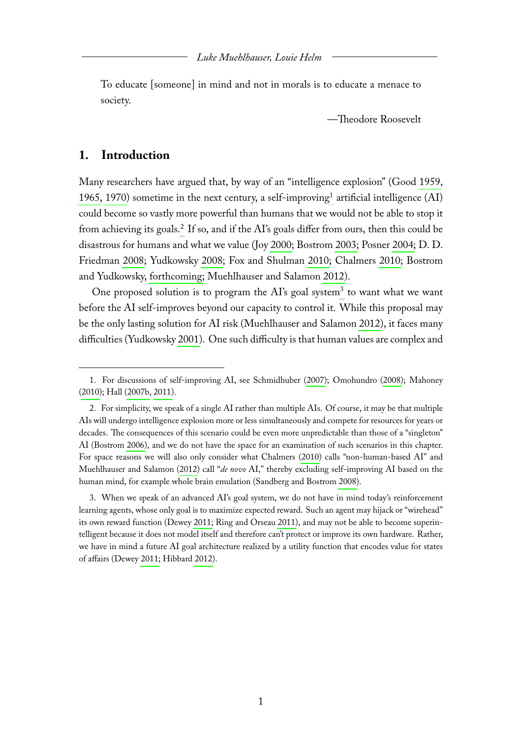To educate [someone] in mind and not in morals is to educate a menace to society.

—Theodore Roosevelt

## 1. Introduction

Many researchers have argued that, by way of an "intelligence explosion" (Good 1959, 1965, 1970) sometime in the next century, a self-improving[1] artificial intelligence (AI) could become so vastly more powerful than humans that we would not be able to stop it from achieving its goals.[2] If so, and if the AI's goals differ from ours, then this could be disastrous for humans and what we value (Joy 2000; Bostrom 2003; Posner 2004; D. D. Friedman 2008; Yudkowsky 2008; Fox and Shulman 2010; Chalmers 2010; Bostrom and Yudkowsky, forthcoming; Muehlhauser and Salamon 2012).

One proposed solution is to program the AI's goal system[3] to want what we want before the AI self-improves beyond our capacity to control it. While this proposal may be the only lasting solution for AI risk (Muehlhauser and Salamon 2012), it faces many difficulties (Yudkowsky 2001). One such difficulty is that human values are complex and

---

1. For discussions of self-improving AI, see Schmidhuber (2007); Omohundro (2008); Mahoney (2010); Hall (2007b, 2011).

2. For simplicity, we speak of a single AI rather than multiple AIs. Of course, it may be that multiple AIs will undergo intelligence explosion more or less simultaneously and compete for resources for years or decades. The consequences of this scenario could be even more unpredictable than those of a "singleton" AI (Bostrom 2006), and we do not have the space for an examination of such scenarios in this chapter. For space reasons we will also only consider what Chalmers (2010) calls "non-human-based AI" and Muehlhauser and Salamon (2012) call "*de novo* AI," thereby excluding self-improving AI based on the human mind, for example whole brain emulation (Sandberg and Bostrom 2008).

3. When we speak of an advanced AI's goal system, we do not have in mind today's reinforcement learning agents, whose only goal is to maximize expected reward. Such an agent may hijack or "wirehead" its own reward function (Dewey 2011; Ring and Orseau 2011), and may not be able to become superintelligent because it does not model itself and therefore can't protect or improve its own hardware. Rather, we have in mind a future AI goal architecture realized by a utility function that encodes value for states of affairs (Dewey 2011; Hibbard 2012).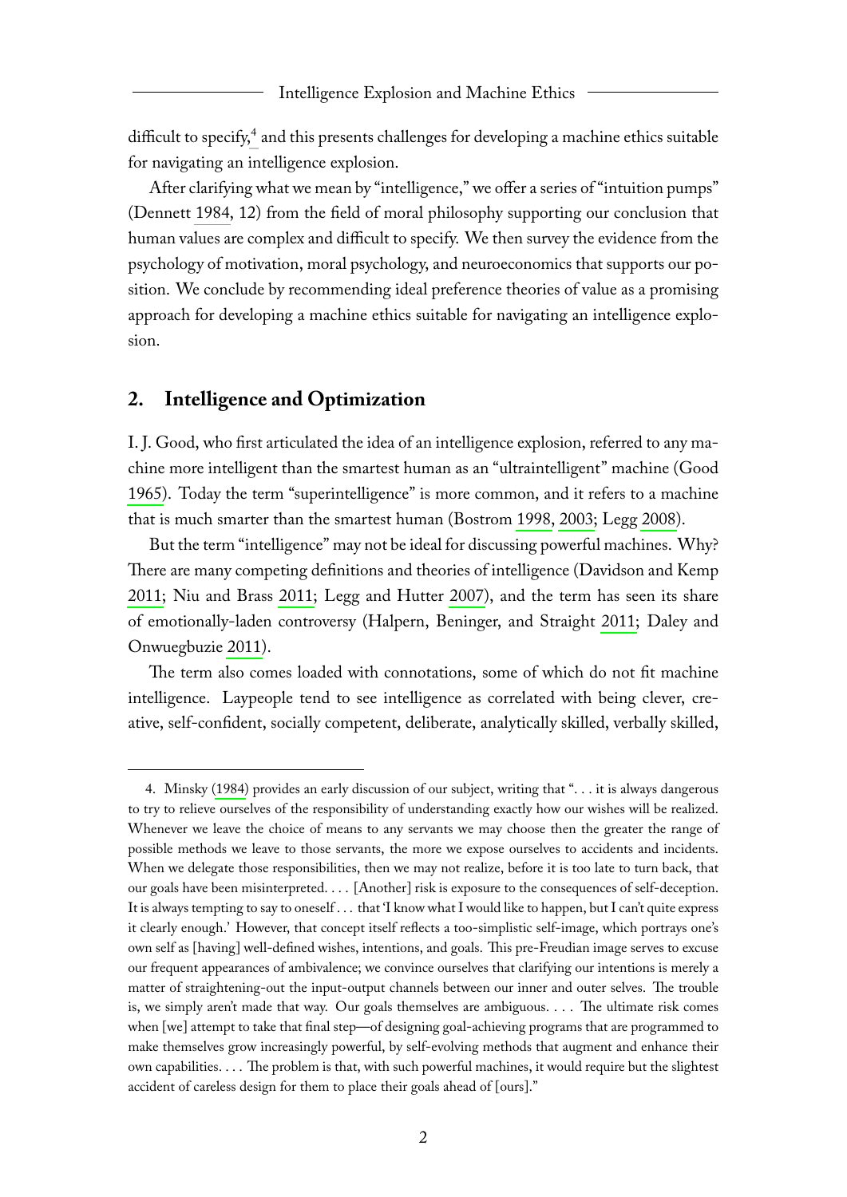difficult to specify,[4] and this presents challenges for developing a machine ethics suitable for navigating an intelligence explosion.

After clarifying what we mean by "intelligence," we offer a series of "intuition pumps" (Dennett 1984, 12) from the field of moral philosophy supporting our conclusion that human values are complex and difficult to specify. We then survey the evidence from the psychology of motivation, moral psychology, and neuroeconomics that supports our position. We conclude by recommending ideal preference theories of value as a promising approach for developing a machine ethics suitable for navigating an intelligence explosion.

## 2. Intelligence and Optimization

I. J. Good, who first articulated the idea of an intelligence explosion, referred to any machine more intelligent than the smartest human as an "ultraintelligent" machine (Good 1965). Today the term "superintelligence" is more common, and it refers to a machine that is much smarter than the smartest human (Bostrom 1998, 2003; Legg 2008).

But the term "intelligence" may not be ideal for discussing powerful machines. Why? There are many competing definitions and theories of intelligence (Davidson and Kemp 2011; Niu and Brass 2011; Legg and Hutter 2007), and the term has seen its share of emotionally-laden controversy (Halpern, Beninger, and Straight 2011; Daley and Onwuegbuzie 2011).

The term also comes loaded with connotations, some of which do not fit machine intelligence. Laypeople tend to see intelligence as correlated with being clever, creative, self-confident, socially competent, deliberate, analytically skilled, verbally skilled,

---

4. Minsky (1984) provides an early discussion of our subject, writing that ". . . it is always dangerous to try to relieve ourselves of the responsibility of understanding exactly how our wishes will be realized. Whenever we leave the choice of means to any servants we may choose then the greater the range of possible methods we leave to those servants, the more we expose ourselves to accidents and incidents. When we delegate those responsibilities, then we may not realize, before it is too late to turn back, that our goals have been misinterpreted. . . . [Another] risk is exposure to the consequences of self-deception. It is always tempting to say to oneself . . . that 'I know what I would like to happen, but I can't quite express it clearly enough.' However, that concept itself reflects a too-simplistic self-image, which portrays one's own self as [having] well-defined wishes, intentions, and goals. This pre-Freudian image serves to excuse our frequent appearances of ambivalence; we convince ourselves that clarifying our intentions is merely a matter of straightening-out the input-output channels between our inner and outer selves. The trouble is, we simply aren't made that way. Our goals themselves are ambiguous. . . . The ultimate risk comes when [we] attempt to take that final step—of designing goal-achieving programs that are programmed to make themselves grow increasingly powerful, by self-evolving methods that augment and enhance their own capabilities. . . . The problem is that, with such powerful machines, it would require but the slightest accident of careless design for them to place their goals ahead of [ours]."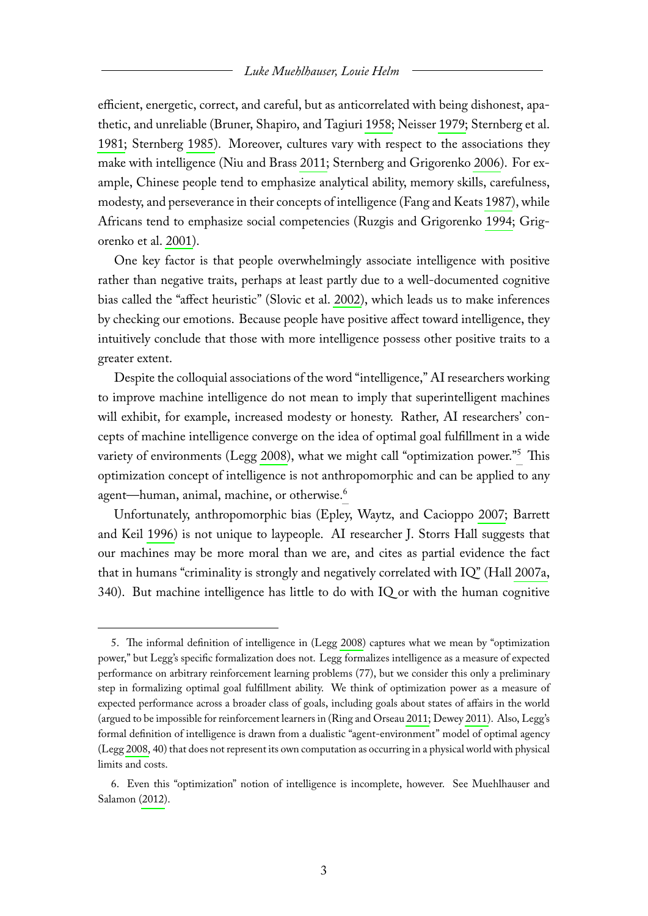efficient, energetic, correct, and careful, but as anticorrelated with being dishonest, apathetic, and unreliable (Bruner, Shapiro, and Tagiuri 1958; Neisser 1979; Sternberg et al. 1981; Sternberg 1985). Moreover, cultures vary with respect to the associations they make with intelligence (Niu and Brass 2011; Sternberg and Grigorenko 2006). For example, Chinese people tend to emphasize analytical ability, memory skills, carefulness, modesty, and perseverance in their concepts of intelligence (Fang and Keats 1987), while Africans tend to emphasize social competencies (Ruzgis and Grigorenko 1994; Grigorenko et al. 2001).

One key factor is that people overwhelmingly associate intelligence with positive rather than negative traits, perhaps at least partly due to a well-documented cognitive bias called the "affect heuristic" (Slovic et al. 2002), which leads us to make inferences by checking our emotions. Because people have positive affect toward intelligence, they intuitively conclude that those with more intelligence possess other positive traits to a greater extent.

Despite the colloquial associations of the word "intelligence," AI researchers working to improve machine intelligence do not mean to imply that superintelligent machines will exhibit, for example, increased modesty or honesty. Rather, AI researchers' concepts of machine intelligence converge on the idea of optimal goal fulfillment in a wide variety of environments (Legg 2008), what we might call "optimization power."[5] This optimization concept of intelligence is not anthropomorphic and can be applied to any agent—human, animal, machine, or otherwise.[6]

Unfortunately, anthropomorphic bias (Epley, Waytz, and Cacioppo 2007; Barrett and Keil 1996) is not unique to laypeople. AI researcher J. Storrs Hall suggests that our machines may be more moral than we are, and cites as partial evidence the fact that in humans "criminality is strongly and negatively correlated with IQ" (Hall 2007a, 340). But machine intelligence has little to do with IQ or with the human cognitive

---

5. The informal definition of intelligence in (Legg 2008) captures what we mean by "optimization power," but Legg's specific formalization does not. Legg formalizes intelligence as a measure of expected performance on arbitrary reinforcement learning problems (77), but we consider this only a preliminary step in formalizing optimal goal fulfillment ability. We think of optimization power as a measure of expected performance across a broader class of goals, including goals about states of affairs in the world (argued to be impossible for reinforcement learners in (Ring and Orseau 2011; Dewey 2011). Also, Legg's formal definition of intelligence is drawn from a dualistic "agent-environment" model of optimal agency (Legg 2008, 40) that does not represent its own computation as occurring in a physical world with physical limits and costs.

6. Even this "optimization" notion of intelligence is incomplete, however. See Muehlhauser and Salamon (2012).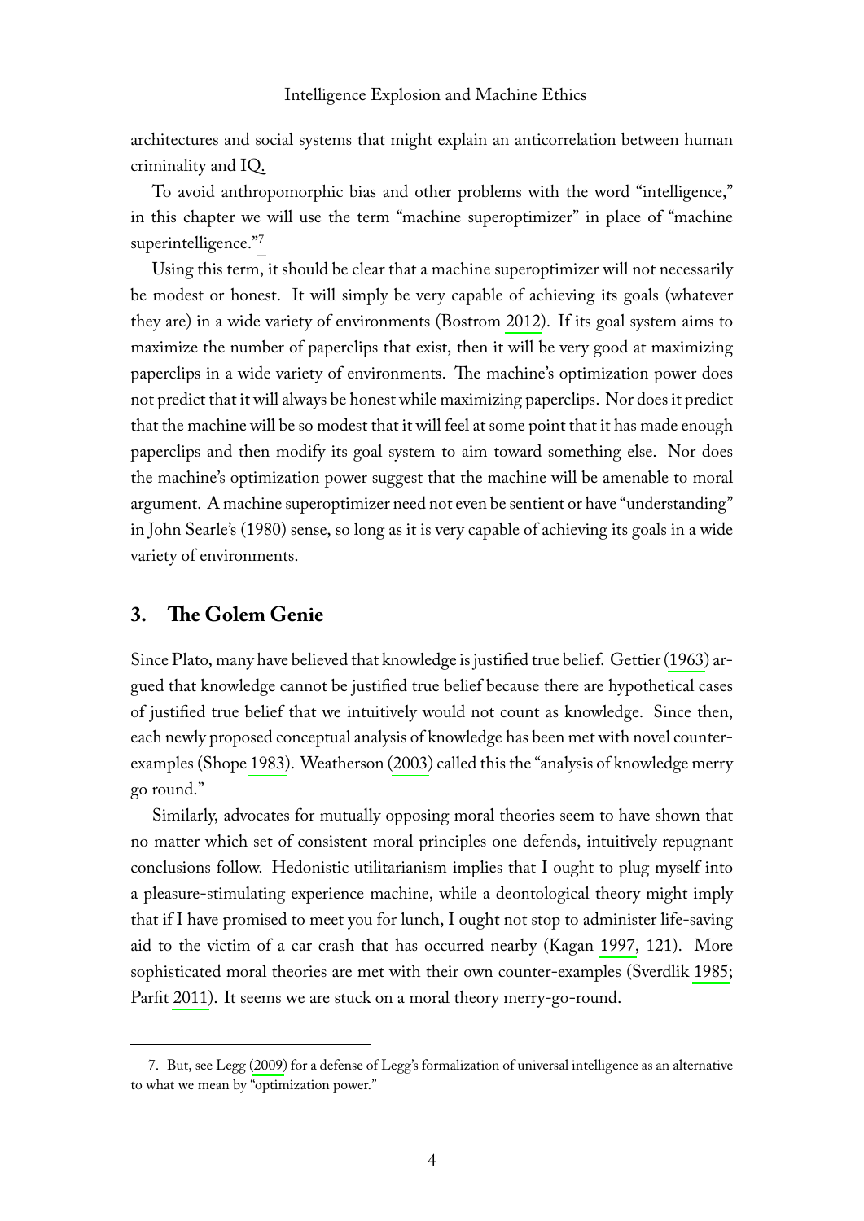architectures and social systems that might explain an anticorrelation between human criminality and IQ.

To avoid anthropomorphic bias and other problems with the word "intelligence," in this chapter we will use the term "machine superoptimizer" in place of "machine superintelligence."[7]

Using this term, it should be clear that a machine superoptimizer will not necessarily be modest or honest. It will simply be very capable of achieving its goals (whatever they are) in a wide variety of environments (Bostrom 2012). If its goal system aims to maximize the number of paperclips that exist, then it will be very good at maximizing paperclips in a wide variety of environments. The machine's optimization power does not predict that it will always be honest while maximizing paperclips. Nor does it predict that the machine will be so modest that it will feel at some point that it has made enough paperclips and then modify its goal system to aim toward something else. Nor does the machine's optimization power suggest that the machine will be amenable to moral argument. A machine superoptimizer need not even be sentient or have "understanding" in John Searle's (1980) sense, so long as it is very capable of achieving its goals in a wide variety of environments.

## 3. The Golem Genie

Since Plato, many have believed that knowledge is justified true belief. Gettier (1963) argued that knowledge cannot be justified true belief because there are hypothetical cases of justified true belief that we intuitively would not count as knowledge. Since then, each newly proposed conceptual analysis of knowledge has been met with novel counterexamples (Shope 1983). Weatherson (2003) called this the "analysis of knowledge merry go round."

Similarly, advocates for mutually opposing moral theories seem to have shown that no matter which set of consistent moral principles one defends, intuitively repugnant conclusions follow. Hedonistic utilitarianism implies that I ought to plug myself into a pleasure-stimulating experience machine, while a deontological theory might imply that if I have promised to meet you for lunch, I ought not stop to administer life-saving aid to the victim of a car crash that has occurred nearby (Kagan 1997, 121). More sophisticated moral theories are met with their own counter-examples (Sverdlik 1985; Parfit 2011). It seems we are stuck on a moral theory merry-go-round.

---

7. But, see Legg (2009) for a defense of Legg's formalization of universal intelligence as an alternative to what we mean by "optimization power."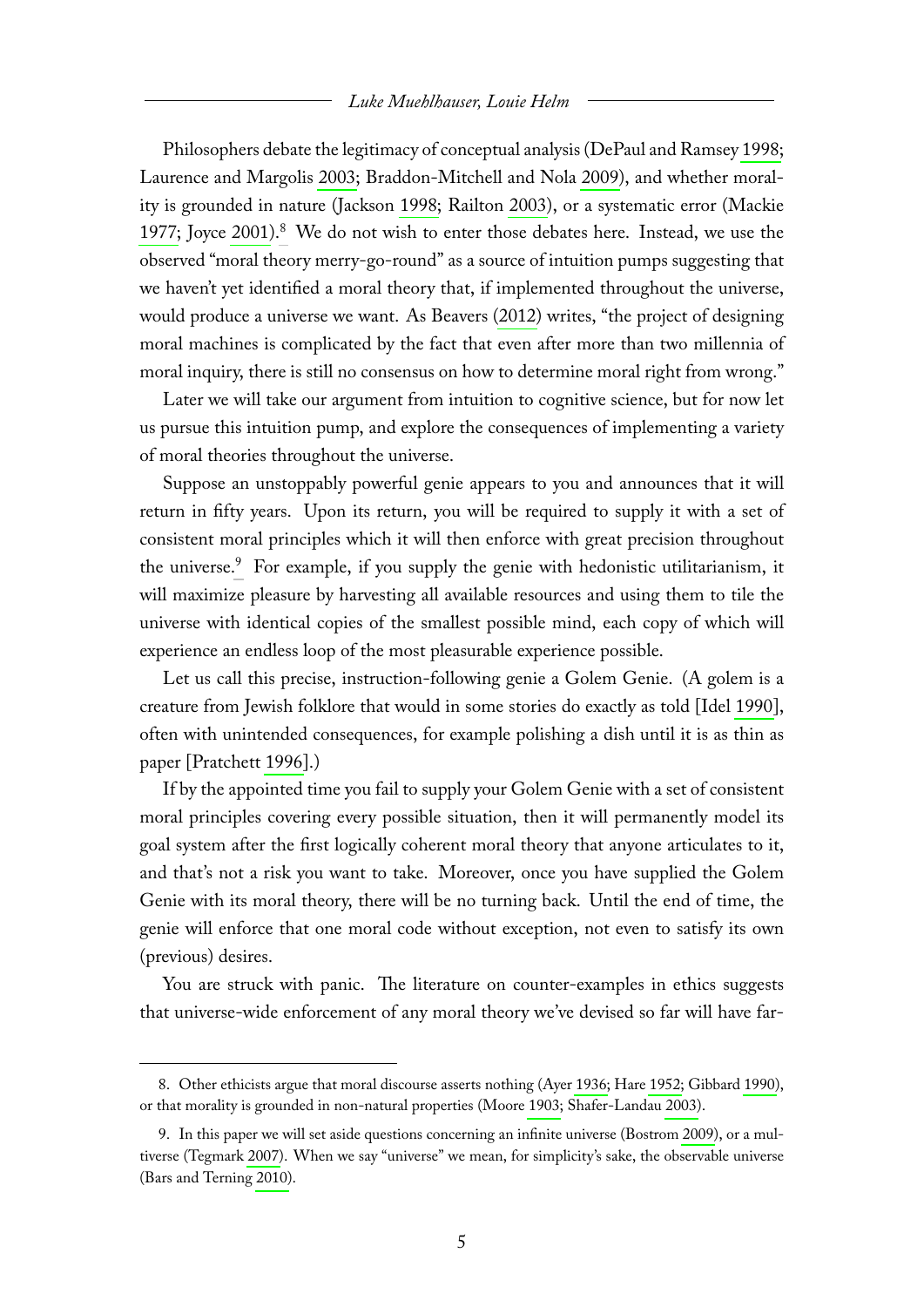Philosophers debate the legitimacy of conceptual analysis (DePaul and Ramsey 1998; Laurence and Margolis 2003; Braddon-Mitchell and Nola 2009), and whether morality is grounded in nature (Jackson 1998; Railton 2003), or a systematic error (Mackie 1977; Joyce 2001).[8] We do not wish to enter those debates here. Instead, we use the observed "moral theory merry-go-round" as a source of intuition pumps suggesting that we haven't yet identified a moral theory that, if implemented throughout the universe, would produce a universe we want. As Beavers (2012) writes, "the project of designing moral machines is complicated by the fact that even after more than two millennia of moral inquiry, there is still no consensus on how to determine moral right from wrong."

Later we will take our argument from intuition to cognitive science, but for now let us pursue this intuition pump, and explore the consequences of implementing a variety of moral theories throughout the universe.

Suppose an unstoppably powerful genie appears to you and announces that it will return in fifty years. Upon its return, you will be required to supply it with a set of consistent moral principles which it will then enforce with great precision throughout the universe.[9] For example, if you supply the genie with hedonistic utilitarianism, it will maximize pleasure by harvesting all available resources and using them to tile the universe with identical copies of the smallest possible mind, each copy of which will experience an endless loop of the most pleasurable experience possible.

Let us call this precise, instruction-following genie a Golem Genie. (A golem is a creature from Jewish folklore that would in some stories do exactly as told [Idel 1990], often with unintended consequences, for example polishing a dish until it is as thin as paper [Pratchett 1996].)

If by the appointed time you fail to supply your Golem Genie with a set of consistent moral principles covering every possible situation, then it will permanently model its goal system after the first logically coherent moral theory that anyone articulates to it, and that's not a risk you want to take. Moreover, once you have supplied the Golem Genie with its moral theory, there will be no turning back. Until the end of time, the genie will enforce that one moral code without exception, not even to satisfy its own (previous) desires.

You are struck with panic. The literature on counter-examples in ethics suggests that universe-wide enforcement of any moral theory we've devised so far will have far-

8. Other ethicists argue that moral discourse asserts nothing (Ayer 1936; Hare 1952; Gibbard 1990), or that morality is grounded in non-natural properties (Moore 1903; Shafer-Landau 2003).

9. In this paper we will set aside questions concerning an infinite universe (Bostrom 2009), or a multiverse (Tegmark 2007). When we say "universe" we mean, for simplicity's sake, the observable universe (Bars and Terning 2010).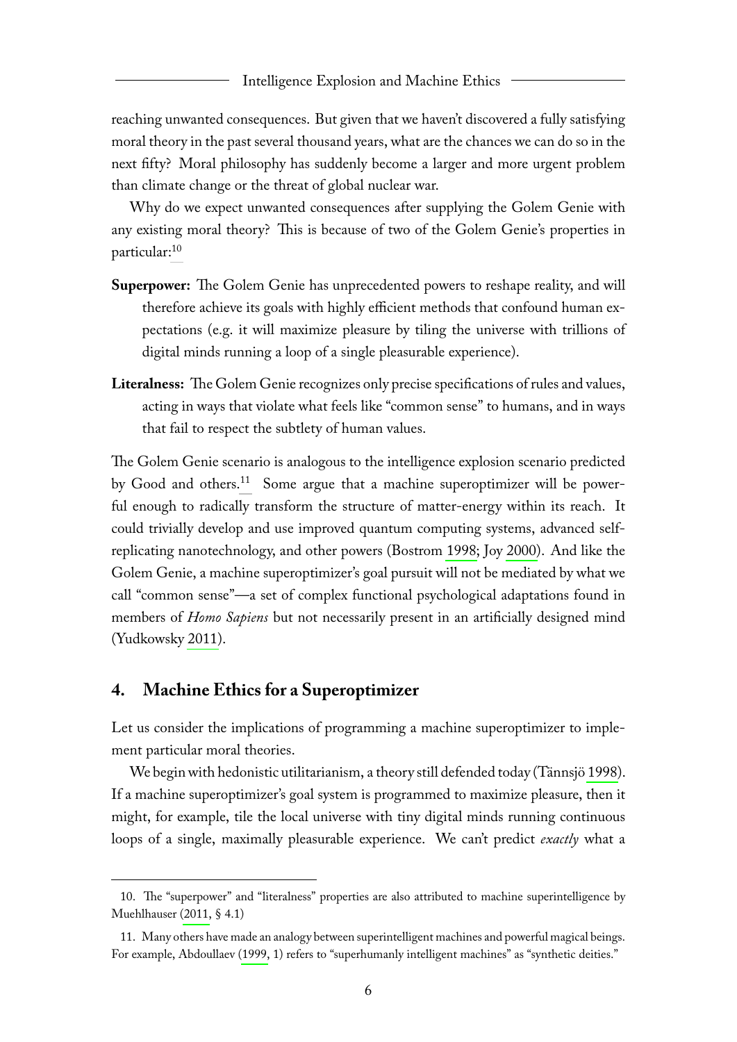reaching unwanted consequences. But given that we haven't discovered a fully satisfying moral theory in the past several thousand years, what are the chances we can do so in the next fifty? Moral philosophy has suddenly become a larger and more urgent problem than climate change or the threat of global nuclear war.

Why do we expect unwanted consequences after supplying the Golem Genie with any existing moral theory? This is because of two of the Golem Genie's properties in particular:[10]

**Superpower:** The Golem Genie has unprecedented powers to reshape reality, and will therefore achieve its goals with highly efficient methods that confound human expectations (e.g. it will maximize pleasure by tiling the universe with trillions of digital minds running a loop of a single pleasurable experience).

**Literalness:** The Golem Genie recognizes only precise specifications of rules and values, acting in ways that violate what feels like "common sense" to humans, and in ways that fail to respect the subtlety of human values.

The Golem Genie scenario is analogous to the intelligence explosion scenario predicted by Good and others.[11] Some argue that a machine superoptimizer will be powerful enough to radically transform the structure of matter-energy within its reach. It could trivially develop and use improved quantum computing systems, advanced self-replicating nanotechnology, and other powers (Bostrom 1998; Joy 2000). And like the Golem Genie, a machine superoptimizer's goal pursuit will not be mediated by what we call "common sense"—a set of complex functional psychological adaptations found in members of *Homo Sapiens* but not necessarily present in an artificially designed mind (Yudkowsky 2011).

## 4. Machine Ethics for a Superoptimizer

Let us consider the implications of programming a machine superoptimizer to implement particular moral theories.

We begin with hedonistic utilitarianism, a theory still defended today (Tännsjö 1998). If a machine superoptimizer's goal system is programmed to maximize pleasure, then it might, for example, tile the local universe with tiny digital minds running continuous loops of a single, maximally pleasurable experience. We can't predict *exactly* what a

---

10. The "superpower" and "literalness" properties are also attributed to machine superintelligence by Muehlhauser (2011, § 4.1)

11. Many others have made an analogy between superintelligent machines and powerful magical beings. For example, Abdoullaev (1999, 1) refers to "superhumanly intelligent machines" as "synthetic deities."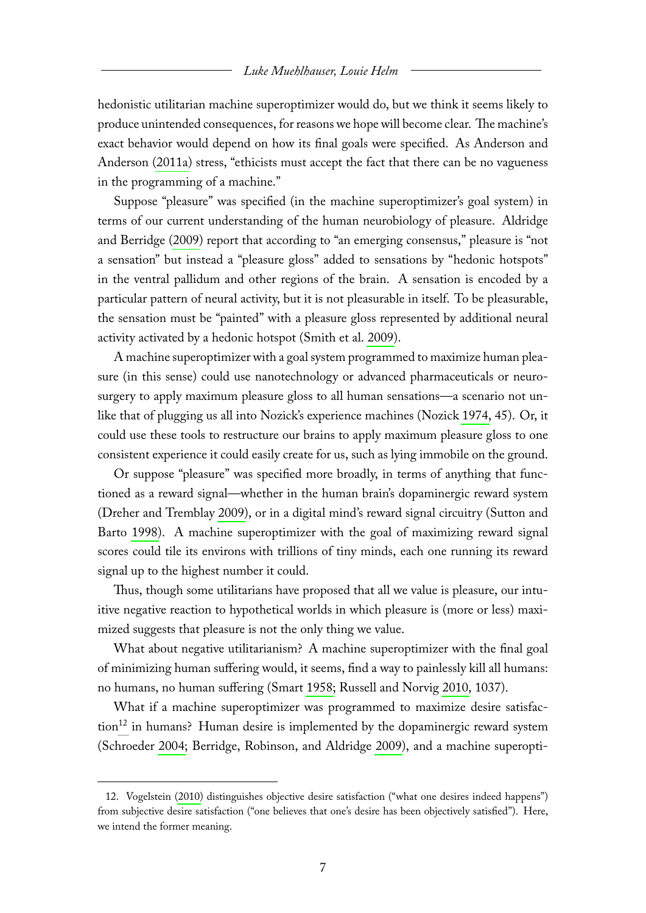hedonistic utilitarian machine superoptimizer would do, but we think it seems likely to produce unintended consequences, for reasons we hope will become clear. The machine's exact behavior would depend on how its final goals were specified. As Anderson and Anderson (2011a) stress, "ethicists must accept the fact that there can be no vagueness in the programming of a machine."

Suppose "pleasure" was specified (in the machine superoptimizer's goal system) in terms of our current understanding of the human neurobiology of pleasure. Aldridge and Berridge (2009) report that according to "an emerging consensus," pleasure is "not a sensation" but instead a "pleasure gloss" added to sensations by "hedonic hotspots" in the ventral pallidum and other regions of the brain. A sensation is encoded by a particular pattern of neural activity, but it is not pleasurable in itself. To be pleasurable, the sensation must be "painted" with a pleasure gloss represented by additional neural activity activated by a hedonic hotspot (Smith et al. 2009).

A machine superoptimizer with a goal system programmed to maximize human pleasure (in this sense) could use nanotechnology or advanced pharmaceuticals or neurosurgery to apply maximum pleasure gloss to all human sensations—a scenario not unlike that of plugging us all into Nozick's experience machines (Nozick 1974, 45). Or, it could use these tools to restructure our brains to apply maximum pleasure gloss to one consistent experience it could easily create for us, such as lying immobile on the ground.

Or suppose "pleasure" was specified more broadly, in terms of anything that functioned as a reward signal—whether in the human brain's dopaminergic reward system (Dreher and Tremblay 2009), or in a digital mind's reward signal circuitry (Sutton and Barto 1998). A machine superoptimizer with the goal of maximizing reward signal scores could tile its environs with trillions of tiny minds, each one running its reward signal up to the highest number it could.

Thus, though some utilitarians have proposed that all we value is pleasure, our intuitive negative reaction to hypothetical worlds in which pleasure is (more or less) maximized suggests that pleasure is not the only thing we value.

What about negative utilitarianism? A machine superoptimizer with the final goal of minimizing human suffering would, it seems, find a way to painlessly kill all humans: no humans, no human suffering (Smart 1958; Russell and Norvig 2010, 1037).

What if a machine superoptimizer was programmed to maximize desire satisfaction[12] in humans? Human desire is implemented by the dopaminergic reward system (Schroeder 2004; Berridge, Robinson, and Aldridge 2009), and a machine superopti-

---

12. Vogelstein (2010) distinguishes objective desire satisfaction ("what one desires indeed happens") from subjective desire satisfaction ("one believes that one's desire has been objectively satisfied"). Here, we intend the former meaning.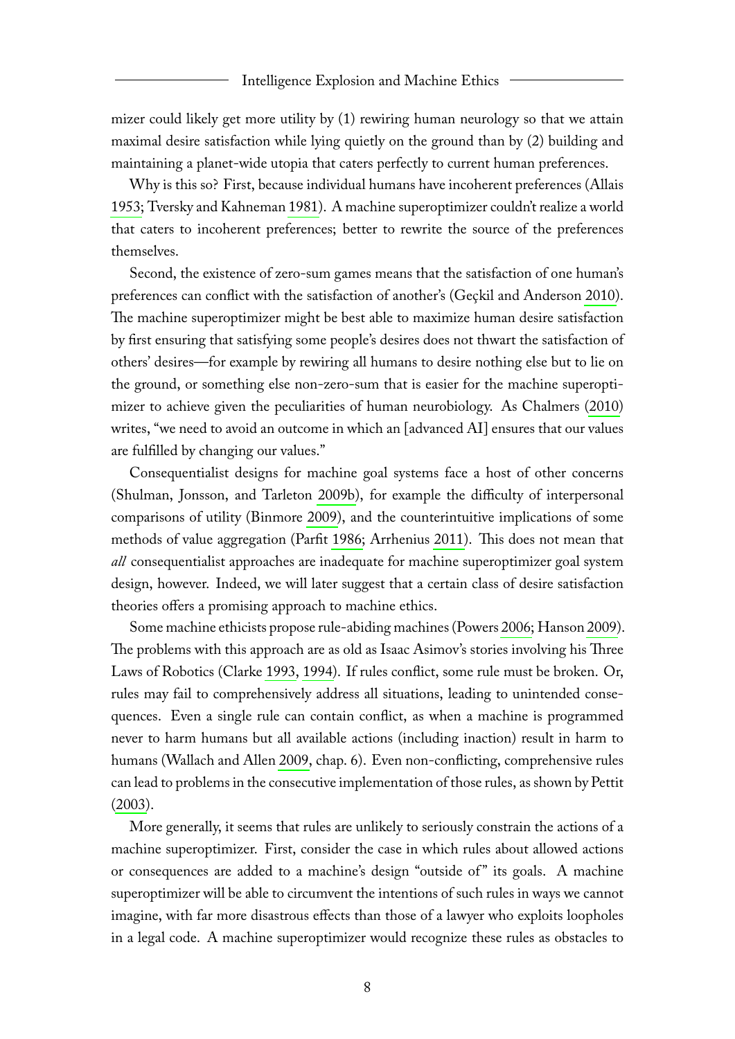mizer could likely get more utility by (1) rewiring human neurology so that we attain maximal desire satisfaction while lying quietly on the ground than by (2) building and maintaining a planet-wide utopia that caters perfectly to current human preferences.

Why is this so? First, because individual humans have incoherent preferences (Allais 1953; Tversky and Kahneman 1981). A machine superoptimizer couldn't realize a world that caters to incoherent preferences; better to rewrite the source of the preferences themselves.

Second, the existence of zero-sum games means that the satisfaction of one human's preferences can conflict with the satisfaction of another's (Geçkil and Anderson 2010). The machine superoptimizer might be best able to maximize human desire satisfaction by first ensuring that satisfying some people's desires does not thwart the satisfaction of others' desires—for example by rewiring all humans to desire nothing else but to lie on the ground, or something else non-zero-sum that is easier for the machine superoptimizer to achieve given the peculiarities of human neurobiology. As Chalmers (2010) writes, "we need to avoid an outcome in which an [advanced AI] ensures that our values are fulfilled by changing our values."

Consequentialist designs for machine goal systems face a host of other concerns (Shulman, Jonsson, and Tarleton 2009b), for example the difficulty of interpersonal comparisons of utility (Binmore 2009), and the counterintuitive implications of some methods of value aggregation (Parfit 1986; Arrhenius 2011). This does not mean that *all* consequentialist approaches are inadequate for machine superoptimizer goal system design, however. Indeed, we will later suggest that a certain class of desire satisfaction theories offers a promising approach to machine ethics.

Some machine ethicists propose rule-abiding machines (Powers 2006; Hanson 2009). The problems with this approach are as old as Isaac Asimov's stories involving his Three Laws of Robotics (Clarke 1993, 1994). If rules conflict, some rule must be broken. Or, rules may fail to comprehensively address all situations, leading to unintended consequences. Even a single rule can contain conflict, as when a machine is programmed never to harm humans but all available actions (including inaction) result in harm to humans (Wallach and Allen 2009, chap. 6). Even non-conflicting, comprehensive rules can lead to problems in the consecutive implementation of those rules, as shown by Pettit (2003).

More generally, it seems that rules are unlikely to seriously constrain the actions of a machine superoptimizer. First, consider the case in which rules about allowed actions or consequences are added to a machine's design "outside of" its goals. A machine superoptimizer will be able to circumvent the intentions of such rules in ways we cannot imagine, with far more disastrous effects than those of a lawyer who exploits loopholes in a legal code. A machine superoptimizer would recognize these rules as obstacles to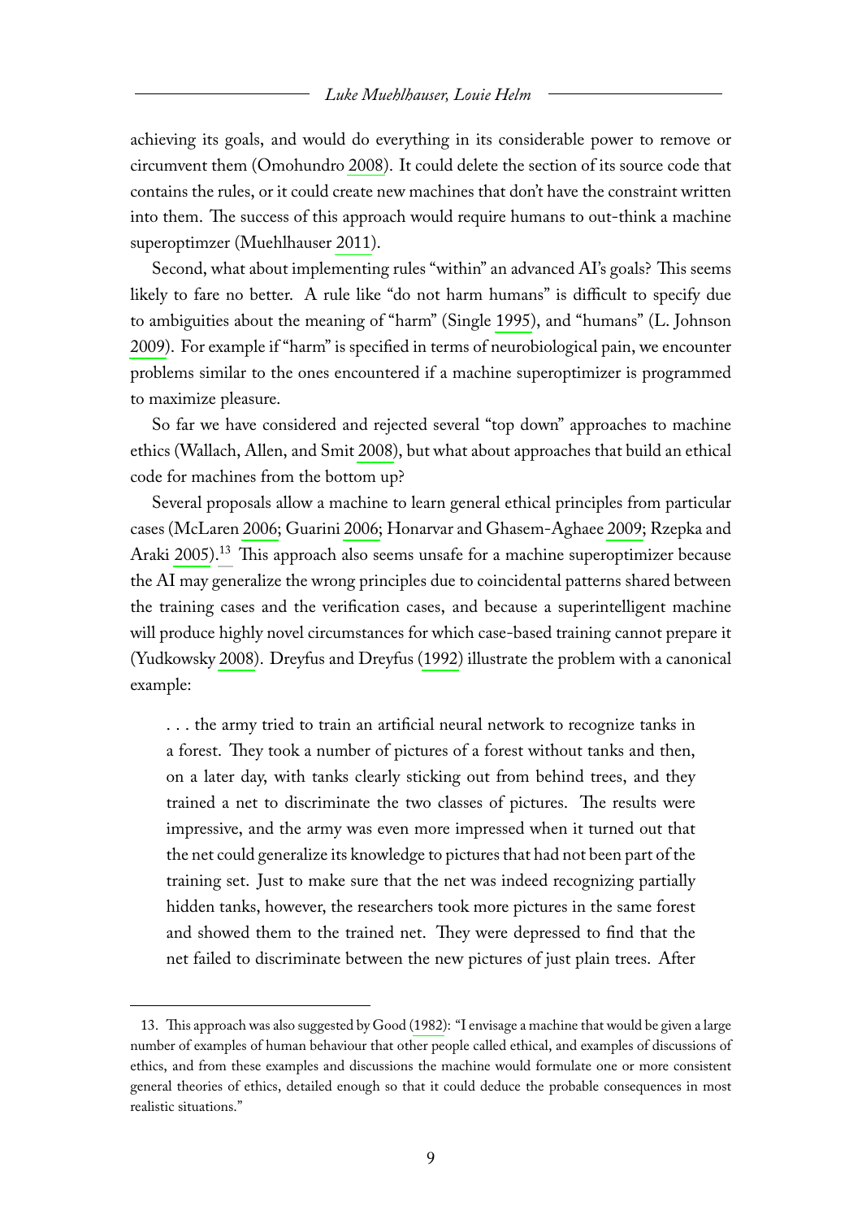achieving its goals, and would do everything in its considerable power to remove or circumvent them (Omohundro 2008). It could delete the section of its source code that contains the rules, or it could create new machines that don't have the constraint written into them. The success of this approach would require humans to out-think a machine superoptimzer (Muehlhauser 2011).

Second, what about implementing rules "within" an advanced AI's goals? This seems likely to fare no better. A rule like "do not harm humans" is difficult to specify due to ambiguities about the meaning of "harm" (Single 1995), and "humans" (L. Johnson 2009). For example if "harm" is specified in terms of neurobiological pain, we encounter problems similar to the ones encountered if a machine superoptimizer is programmed to maximize pleasure.

So far we have considered and rejected several "top down" approaches to machine ethics (Wallach, Allen, and Smit 2008), but what about approaches that build an ethical code for machines from the bottom up?

Several proposals allow a machine to learn general ethical principles from particular cases (McLaren 2006; Guarini 2006; Honarvar and Ghasem-Aghaee 2009; Rzepka and Araki 2005).[13] This approach also seems unsafe for a machine superoptimizer because the AI may generalize the wrong principles due to coincidental patterns shared between the training cases and the verification cases, and because a superintelligent machine will produce highly novel circumstances for which case-based training cannot prepare it (Yudkowsky 2008). Dreyfus and Dreyfus (1992) illustrate the problem with a canonical example:

> . . . the army tried to train an artificial neural network to recognize tanks in a forest. They took a number of pictures of a forest without tanks and then, on a later day, with tanks clearly sticking out from behind trees, and they trained a net to discriminate the two classes of pictures. The results were impressive, and the army was even more impressed when it turned out that the net could generalize its knowledge to pictures that had not been part of the training set. Just to make sure that the net was indeed recognizing partially hidden tanks, however, the researchers took more pictures in the same forest and showed them to the trained net. They were depressed to find that the net failed to discriminate between the new pictures of just plain trees. After

---

13. This approach was also suggested by Good (1982): "I envisage a machine that would be given a large number of examples of human behaviour that other people called ethical, and examples of discussions of ethics, and from these examples and discussions the machine would formulate one or more consistent general theories of ethics, detailed enough so that it could deduce the probable consequences in most realistic situations."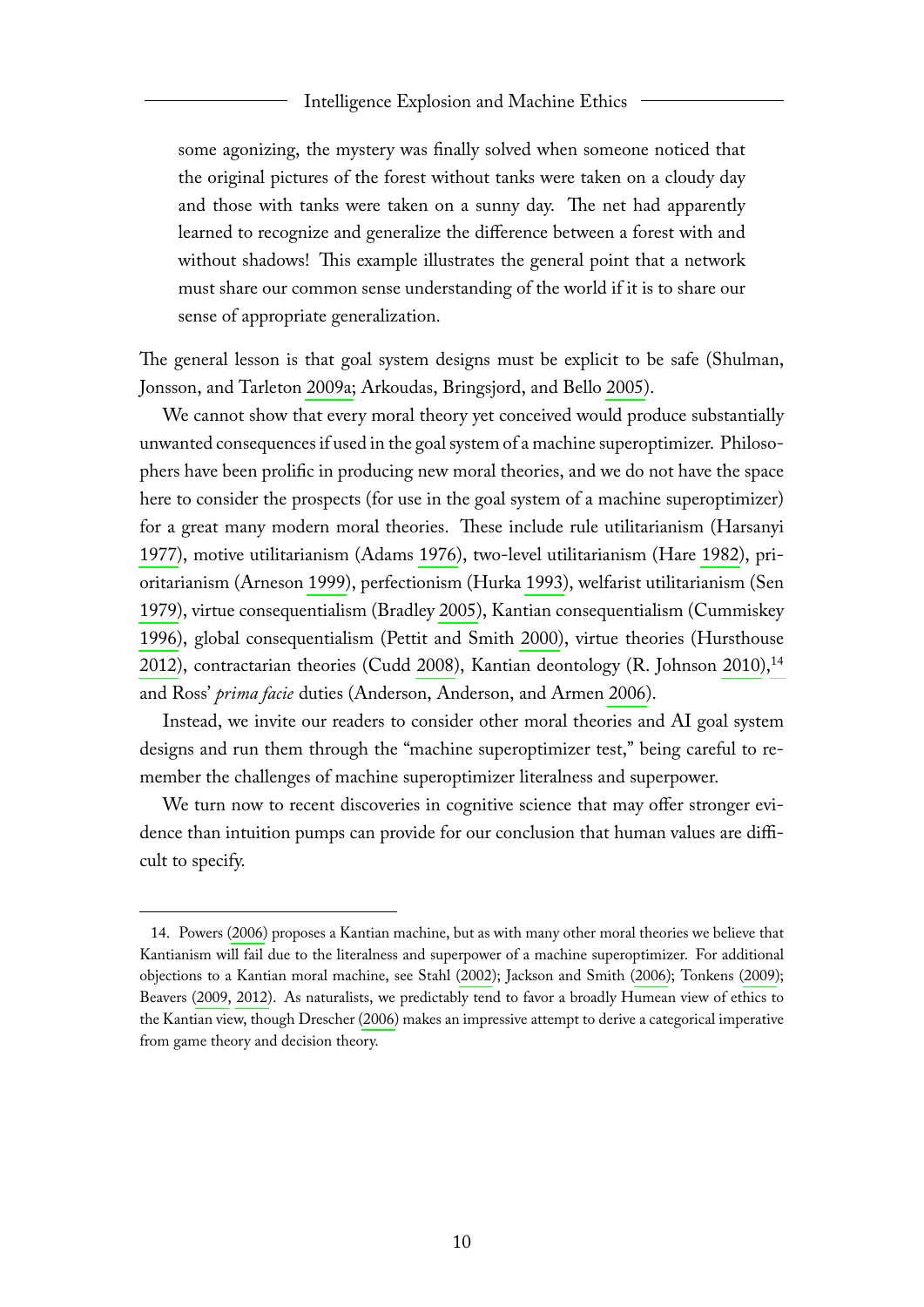> some agonizing, the mystery was finally solved when someone noticed that the original pictures of the forest without tanks were taken on a cloudy day and those with tanks were taken on a sunny day. The net had apparently learned to recognize and generalize the difference between a forest with and without shadows! This example illustrates the general point that a network must share our common sense understanding of the world if it is to share our sense of appropriate generalization.

The general lesson is that goal system designs must be explicit to be safe (Shulman, Jonsson, and Tarleton 2009a; Arkoudas, Bringsjord, and Bello 2005).

We cannot show that every moral theory yet conceived would produce substantially unwanted consequences if used in the goal system of a machine superoptimizer. Philosophers have been prolific in producing new moral theories, and we do not have the space here to consider the prospects (for use in the goal system of a machine superoptimizer) for a great many modern moral theories. These include rule utilitarianism (Harsanyi 1977), motive utilitarianism (Adams 1976), two-level utilitarianism (Hare 1982), prioritarianism (Arneson 1999), perfectionism (Hurka 1993), welfarist utilitarianism (Sen 1979), virtue consequentialism (Bradley 2005), Kantian consequentialism (Cummiskey 1996), global consequentialism (Pettit and Smith 2000), virtue theories (Hursthouse 2012), contractarian theories (Cudd 2008), Kantian deontology (R. Johnson 2010),[14] and Ross' *prima facie* duties (Anderson, Anderson, and Armen 2006).

Instead, we invite our readers to consider other moral theories and AI goal system designs and run them through the "machine superoptimizer test," being careful to remember the challenges of machine superoptimizer literalness and superpower.

We turn now to recent discoveries in cognitive science that may offer stronger evidence than intuition pumps can provide for our conclusion that human values are difficult to specify.

---

14. Powers (2006) proposes a Kantian machine, but as with many other moral theories we believe that Kantianism will fail due to the literalness and superpower of a machine superoptimizer. For additional objections to a Kantian moral machine, see Stahl (2002); Jackson and Smith (2006); Tonkens (2009); Beavers (2009, 2012). As naturalists, we predictably tend to favor a broadly Humean view of ethics to the Kantian view, though Drescher (2006) makes an impressive attempt to derive a categorical imperative from game theory and decision theory.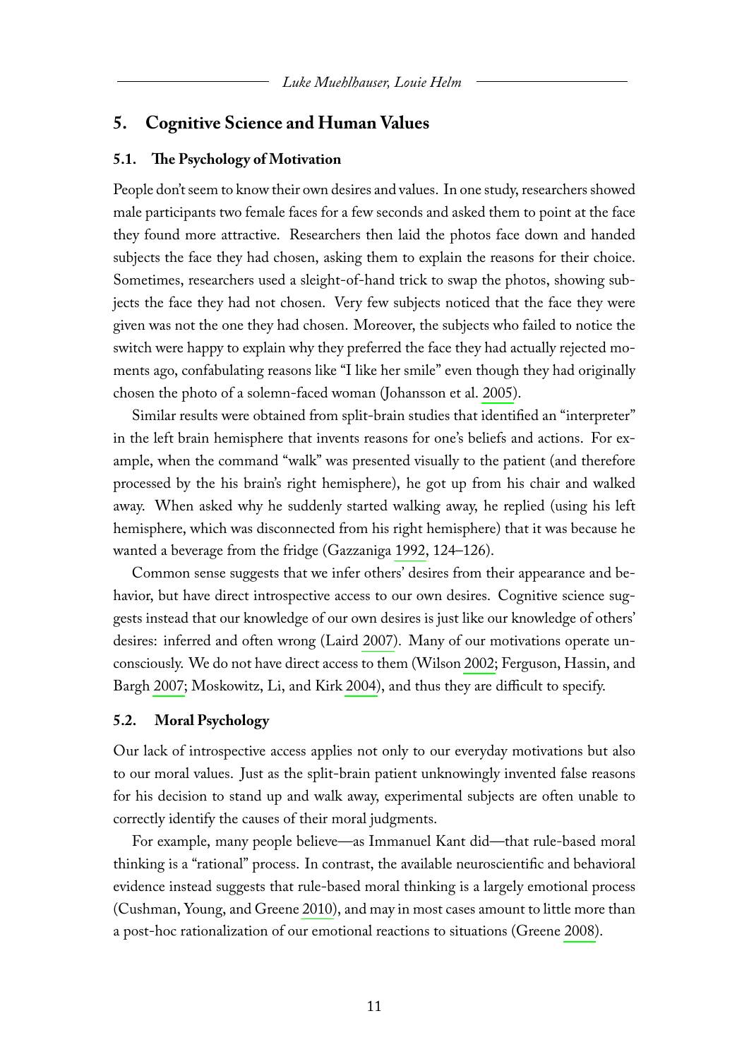## 5. Cognitive Science and Human Values

### 5.1. The Psychology of Motivation

People don't seem to know their own desires and values. In one study, researchers showed male participants two female faces for a few seconds and asked them to point at the face they found more attractive. Researchers then laid the photos face down and handed subjects the face they had chosen, asking them to explain the reasons for their choice. Sometimes, researchers used a sleight-of-hand trick to swap the photos, showing subjects the face they had not chosen. Very few subjects noticed that the face they were given was not the one they had chosen. Moreover, the subjects who failed to notice the switch were happy to explain why they preferred the face they had actually rejected moments ago, confabulating reasons like "I like her smile" even though they had originally chosen the photo of a solemn-faced woman (Johansson et al. 2005).

Similar results were obtained from split-brain studies that identified an "interpreter" in the left brain hemisphere that invents reasons for one's beliefs and actions. For example, when the command "walk" was presented visually to the patient (and therefore processed by the his brain's right hemisphere), he got up from his chair and walked away. When asked why he suddenly started walking away, he replied (using his left hemisphere, which was disconnected from his right hemisphere) that it was because he wanted a beverage from the fridge (Gazzaniga 1992, 124–126).

Common sense suggests that we infer others' desires from their appearance and behavior, but have direct introspective access to our own desires. Cognitive science suggests instead that our knowledge of our own desires is just like our knowledge of others' desires: inferred and often wrong (Laird 2007). Many of our motivations operate unconsciously. We do not have direct access to them (Wilson 2002; Ferguson, Hassin, and Bargh 2007; Moskowitz, Li, and Kirk 2004), and thus they are difficult to specify.

### 5.2. Moral Psychology

Our lack of introspective access applies not only to our everyday motivations but also to our moral values. Just as the split-brain patient unknowingly invented false reasons for his decision to stand up and walk away, experimental subjects are often unable to correctly identify the causes of their moral judgments.

For example, many people believe—as Immanuel Kant did—that rule-based moral thinking is a "rational" process. In contrast, the available neuroscientific and behavioral evidence instead suggests that rule-based moral thinking is a largely emotional process (Cushman, Young, and Greene 2010), and may in most cases amount to little more than a post-hoc rationalization of our emotional reactions to situations (Greene 2008).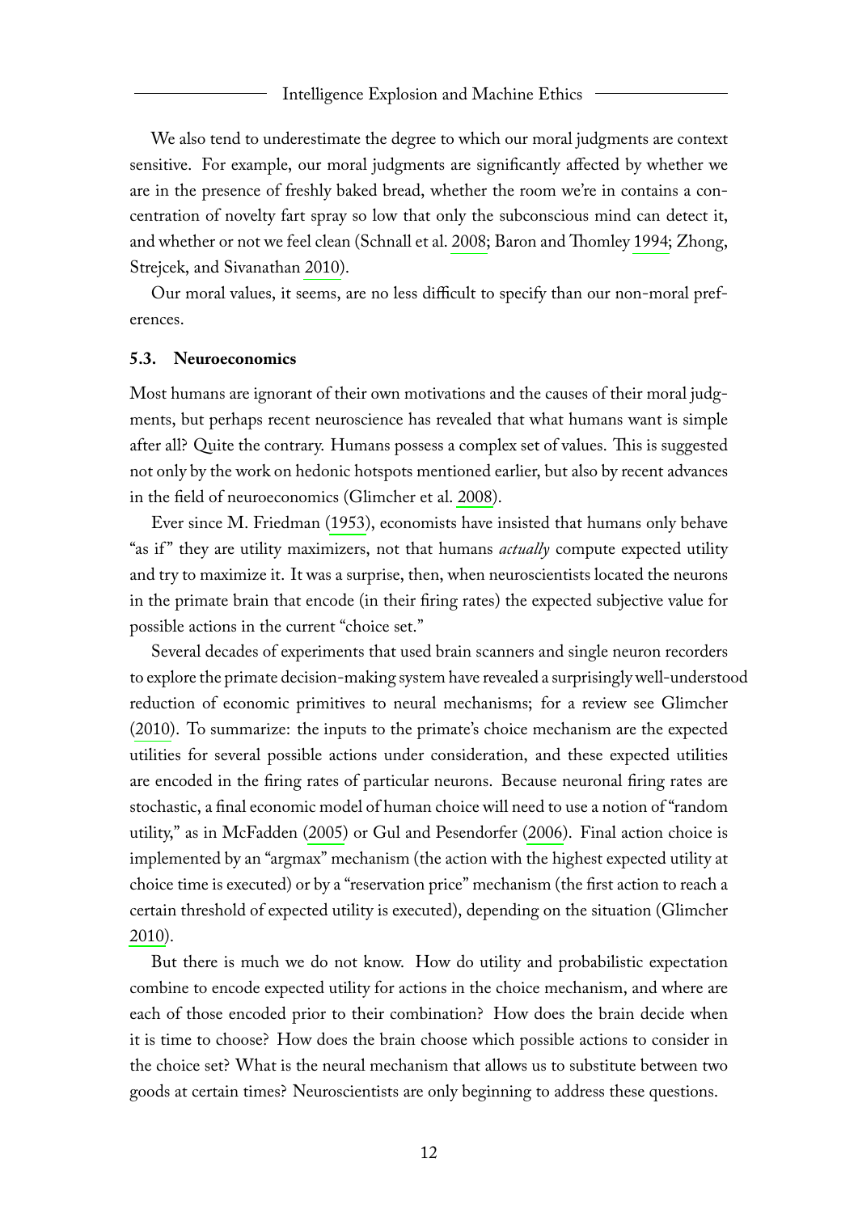We also tend to underestimate the degree to which our moral judgments are context sensitive. For example, our moral judgments are significantly affected by whether we are in the presence of freshly baked bread, whether the room we're in contains a concentration of novelty fart spray so low that only the subconscious mind can detect it, and whether or not we feel clean (Schnall et al. 2008; Baron and Thomley 1994; Zhong, Strejcek, and Sivanathan 2010).

Our moral values, it seems, are no less difficult to specify than our non-moral preferences.

### 5.3. Neuroeconomics

Most humans are ignorant of their own motivations and the causes of their moral judgments, but perhaps recent neuroscience has revealed that what humans want is simple after all? Quite the contrary. Humans possess a complex set of values. This is suggested not only by the work on hedonic hotspots mentioned earlier, but also by recent advances in the field of neuroeconomics (Glimcher et al. 2008).

Ever since M. Friedman (1953), economists have insisted that humans only behave "as if" they are utility maximizers, not that humans *actually* compute expected utility and try to maximize it. It was a surprise, then, when neuroscientists located the neurons in the primate brain that encode (in their firing rates) the expected subjective value for possible actions in the current "choice set."

Several decades of experiments that used brain scanners and single neuron recorders to explore the primate decision-making system have revealed a surprisingly well-understood reduction of economic primitives to neural mechanisms; for a review see Glimcher (2010). To summarize: the inputs to the primate's choice mechanism are the expected utilities for several possible actions under consideration, and these expected utilities are encoded in the firing rates of particular neurons. Because neuronal firing rates are stochastic, a final economic model of human choice will need to use a notion of "random utility," as in McFadden (2005) or Gul and Pesendorfer (2006). Final action choice is implemented by an "argmax" mechanism (the action with the highest expected utility at choice time is executed) or by a "reservation price" mechanism (the first action to reach a certain threshold of expected utility is executed), depending on the situation (Glimcher 2010).

But there is much we do not know. How do utility and probabilistic expectation combine to encode expected utility for actions in the choice mechanism, and where are each of those encoded prior to their combination? How does the brain decide when it is time to choose? How does the brain choose which possible actions to consider in the choice set? What is the neural mechanism that allows us to substitute between two goods at certain times? Neuroscientists are only beginning to address these questions.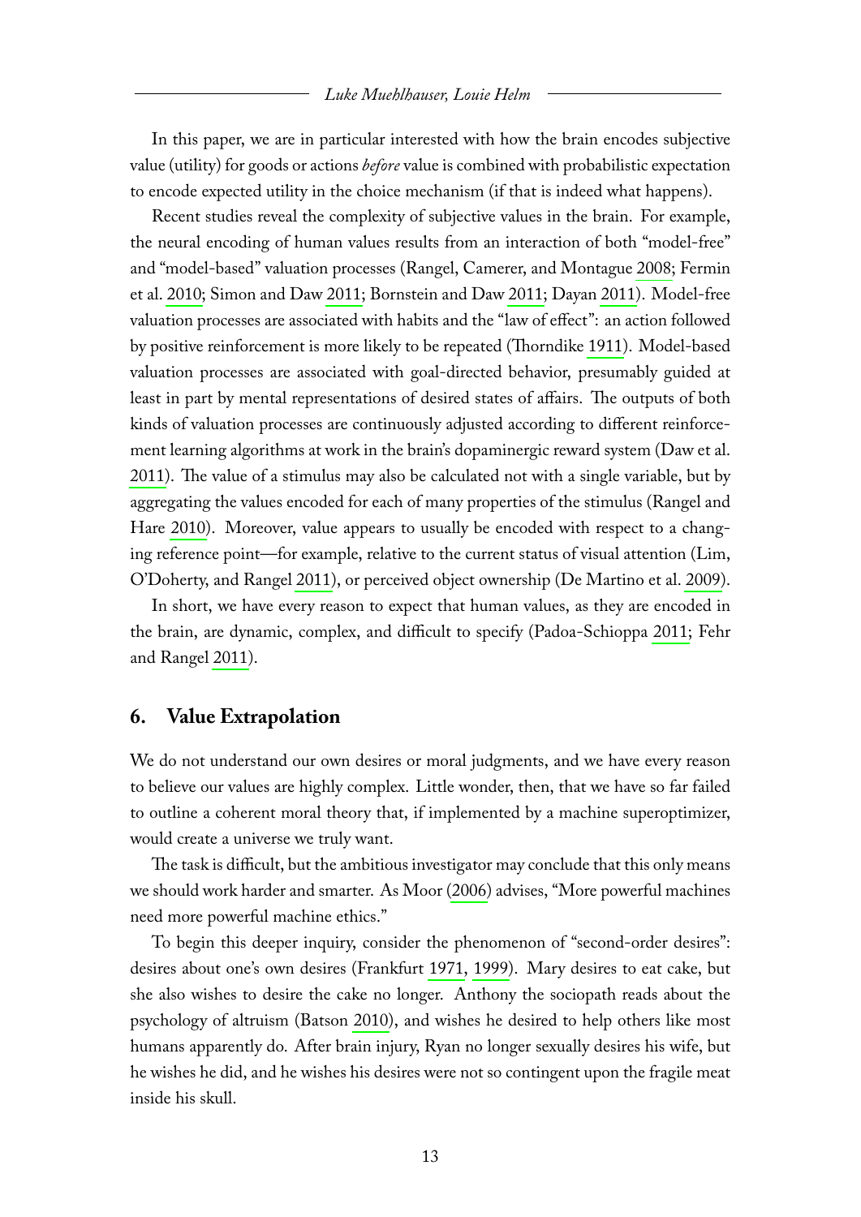In this paper, we are in particular interested with how the brain encodes subjective value (utility) for goods or actions *before* value is combined with probabilistic expectation to encode expected utility in the choice mechanism (if that is indeed what happens).

Recent studies reveal the complexity of subjective values in the brain. For example, the neural encoding of human values results from an interaction of both "model-free" and "model-based" valuation processes (Rangel, Camerer, and Montague 2008; Fermin et al. 2010; Simon and Daw 2011; Bornstein and Daw 2011; Dayan 2011). Model-free valuation processes are associated with habits and the "law of effect": an action followed by positive reinforcement is more likely to be repeated (Thorndike 1911). Model-based valuation processes are associated with goal-directed behavior, presumably guided at least in part by mental representations of desired states of affairs. The outputs of both kinds of valuation processes are continuously adjusted according to different reinforcement learning algorithms at work in the brain's dopaminergic reward system (Daw et al. 2011). The value of a stimulus may also be calculated not with a single variable, but by aggregating the values encoded for each of many properties of the stimulus (Rangel and Hare 2010). Moreover, value appears to usually be encoded with respect to a changing reference point—for example, relative to the current status of visual attention (Lim, O'Doherty, and Rangel 2011), or perceived object ownership (De Martino et al. 2009).

In short, we have every reason to expect that human values, as they are encoded in the brain, are dynamic, complex, and difficult to specify (Padoa-Schioppa 2011; Fehr and Rangel 2011).

## 6. Value Extrapolation

We do not understand our own desires or moral judgments, and we have every reason to believe our values are highly complex. Little wonder, then, that we have so far failed to outline a coherent moral theory that, if implemented by a machine superoptimizer, would create a universe we truly want.

The task is difficult, but the ambitious investigator may conclude that this only means we should work harder and smarter. As Moor (2006) advises, "More powerful machines need more powerful machine ethics."

To begin this deeper inquiry, consider the phenomenon of "second-order desires": desires about one's own desires (Frankfurt 1971, 1999). Mary desires to eat cake, but she also wishes to desire the cake no longer. Anthony the sociopath reads about the psychology of altruism (Batson 2010), and wishes he desired to help others like most humans apparently do. After brain injury, Ryan no longer sexually desires his wife, but he wishes he did, and he wishes his desires were not so contingent upon the fragile meat inside his skull.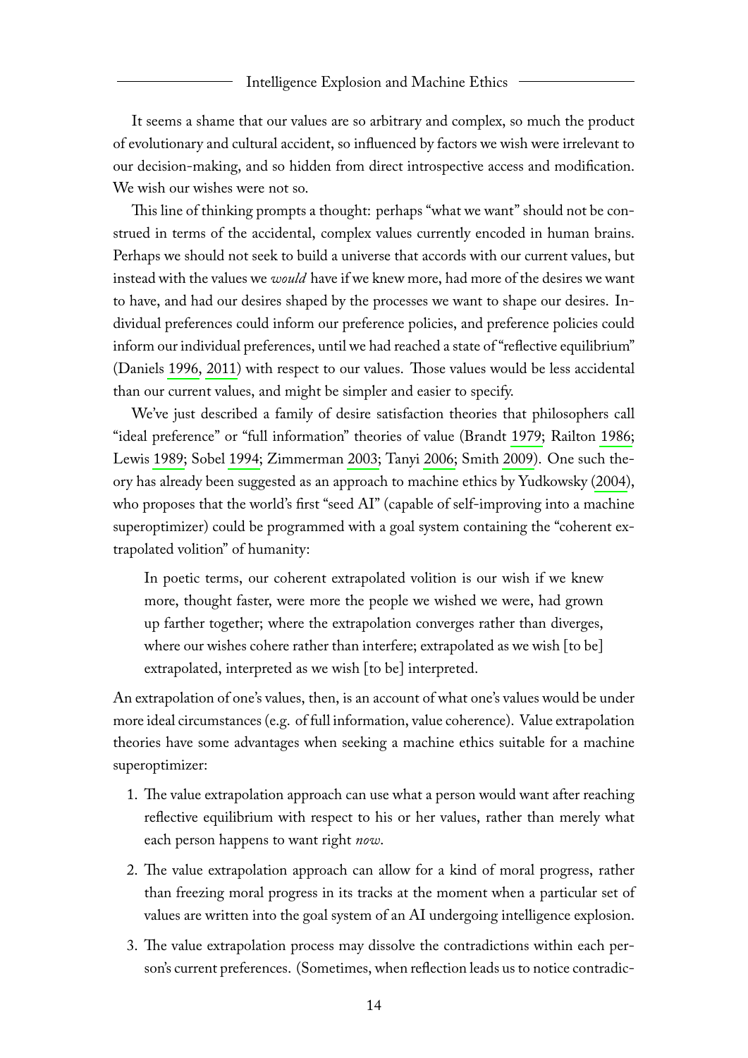It seems a shame that our values are so arbitrary and complex, so much the product of evolutionary and cultural accident, so influenced by factors we wish were irrelevant to our decision-making, and so hidden from direct introspective access and modification. We wish our wishes were not so.

This line of thinking prompts a thought: perhaps "what we want" should not be construed in terms of the accidental, complex values currently encoded in human brains. Perhaps we should not seek to build a universe that accords with our current values, but instead with the values we *would* have if we knew more, had more of the desires we want to have, and had our desires shaped by the processes we want to shape our desires. Individual preferences could inform our preference policies, and preference policies could inform our individual preferences, until we had reached a state of "reflective equilibrium" (Daniels 1996, 2011) with respect to our values. Those values would be less accidental than our current values, and might be simpler and easier to specify.

We've just described a family of desire satisfaction theories that philosophers call "ideal preference" or "full information" theories of value (Brandt 1979; Railton 1986; Lewis 1989; Sobel 1994; Zimmerman 2003; Tanyi 2006; Smith 2009). One such theory has already been suggested as an approach to machine ethics by Yudkowsky (2004), who proposes that the world's first "seed AI" (capable of self-improving into a machine superoptimizer) could be programmed with a goal system containing the "coherent extrapolated volition" of humanity:

> In poetic terms, our coherent extrapolated volition is our wish if we knew more, thought faster, were more the people we wished we were, had grown up farther together; where the extrapolation converges rather than diverges, where our wishes cohere rather than interfere; extrapolated as we wish [to be] extrapolated, interpreted as we wish [to be] interpreted.

An extrapolation of one's values, then, is an account of what one's values would be under more ideal circumstances (e.g. of full information, value coherence). Value extrapolation theories have some advantages when seeking a machine ethics suitable for a machine superoptimizer:

1. The value extrapolation approach can use what a person would want after reaching reflective equilibrium with respect to his or her values, rather than merely what each person happens to want right *now*.
2. The value extrapolation approach can allow for a kind of moral progress, rather than freezing moral progress in its tracks at the moment when a particular set of values are written into the goal system of an AI undergoing intelligence explosion.
3. The value extrapolation process may dissolve the contradictions within each person's current preferences. (Sometimes, when reflection leads us to notice contradic-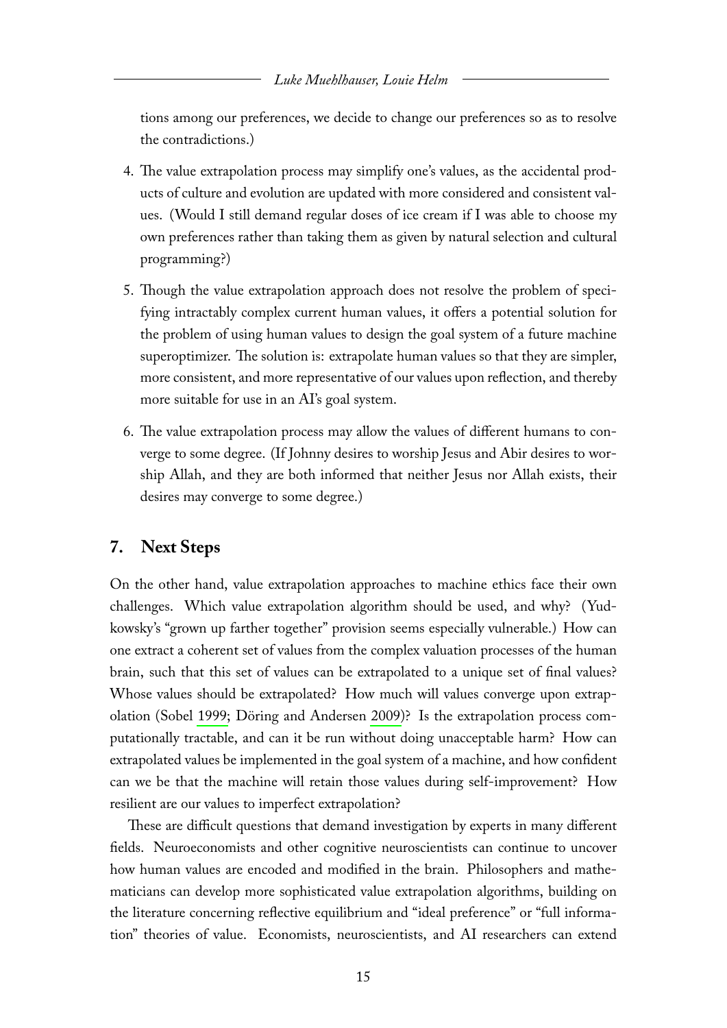tions among our preferences, we decide to change our preferences so as to resolve the contradictions.)

4. The value extrapolation process may simplify one's values, as the accidental products of culture and evolution are updated with more considered and consistent values. (Would I still demand regular doses of ice cream if I was able to choose my own preferences rather than taking them as given by natural selection and cultural programming?)

5. Though the value extrapolation approach does not resolve the problem of specifying intractably complex current human values, it offers a potential solution for the problem of using human values to design the goal system of a future machine superoptimizer. The solution is: extrapolate human values so that they are simpler, more consistent, and more representative of our values upon reflection, and thereby more suitable for use in an AI's goal system.

6. The value extrapolation process may allow the values of different humans to converge to some degree. (If Johnny desires to worship Jesus and Abir desires to worship Allah, and they are both informed that neither Jesus nor Allah exists, their desires may converge to some degree.)

## 7. Next Steps

On the other hand, value extrapolation approaches to machine ethics face their own challenges. Which value extrapolation algorithm should be used, and why? (Yudkowsky's "grown up farther together" provision seems especially vulnerable.) How can one extract a coherent set of values from the complex valuation processes of the human brain, such that this set of values can be extrapolated to a unique set of final values? Whose values should be extrapolated? How much will values converge upon extrapolation (Sobel 1999; Döring and Andersen 2009)? Is the extrapolation process computationally tractable, and can it be run without doing unacceptable harm? How can extrapolated values be implemented in the goal system of a machine, and how confident can we be that the machine will retain those values during self-improvement? How resilient are our values to imperfect extrapolation?

These are difficult questions that demand investigation by experts in many different fields. Neuroeconomists and other cognitive neuroscientists can continue to uncover how human values are encoded and modified in the brain. Philosophers and mathematicians can develop more sophisticated value extrapolation algorithms, building on the literature concerning reflective equilibrium and "ideal preference" or "full information" theories of value. Economists, neuroscientists, and AI researchers can extend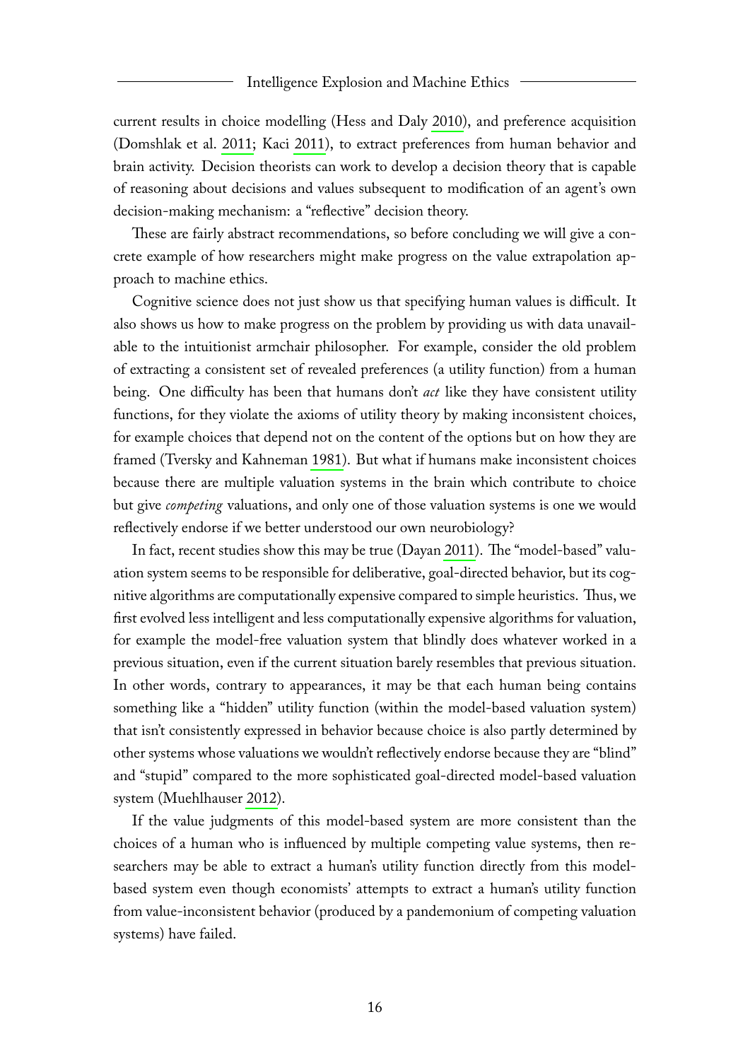current results in choice modelling (Hess and Daly 2010), and preference acquisition (Domshlak et al. 2011; Kaci 2011), to extract preferences from human behavior and brain activity. Decision theorists can work to develop a decision theory that is capable of reasoning about decisions and values subsequent to modification of an agent's own decision-making mechanism: a "reflective" decision theory.

These are fairly abstract recommendations, so before concluding we will give a concrete example of how researchers might make progress on the value extrapolation approach to machine ethics.

Cognitive science does not just show us that specifying human values is difficult. It also shows us how to make progress on the problem by providing us with data unavailable to the intuitionist armchair philosopher. For example, consider the old problem of extracting a consistent set of revealed preferences (a utility function) from a human being. One difficulty has been that humans don't *act* like they have consistent utility functions, for they violate the axioms of utility theory by making inconsistent choices, for example choices that depend not on the content of the options but on how they are framed (Tversky and Kahneman 1981). But what if humans make inconsistent choices because there are multiple valuation systems in the brain which contribute to choice but give *competing* valuations, and only one of those valuation systems is one we would reflectively endorse if we better understood our own neurobiology?

In fact, recent studies show this may be true (Dayan 2011). The "model-based" valuation system seems to be responsible for deliberative, goal-directed behavior, but its cognitive algorithms are computationally expensive compared to simple heuristics. Thus, we first evolved less intelligent and less computationally expensive algorithms for valuation, for example the model-free valuation system that blindly does whatever worked in a previous situation, even if the current situation barely resembles that previous situation. In other words, contrary to appearances, it may be that each human being contains something like a "hidden" utility function (within the model-based valuation system) that isn't consistently expressed in behavior because choice is also partly determined by other systems whose valuations we wouldn't reflectively endorse because they are "blind" and "stupid" compared to the more sophisticated goal-directed model-based valuation system (Muehlhauser 2012).

If the value judgments of this model-based system are more consistent than the choices of a human who is influenced by multiple competing value systems, then researchers may be able to extract a human's utility function directly from this model-based system even though economists' attempts to extract a human's utility function from value-inconsistent behavior (produced by a pandemonium of competing valuation systems) have failed.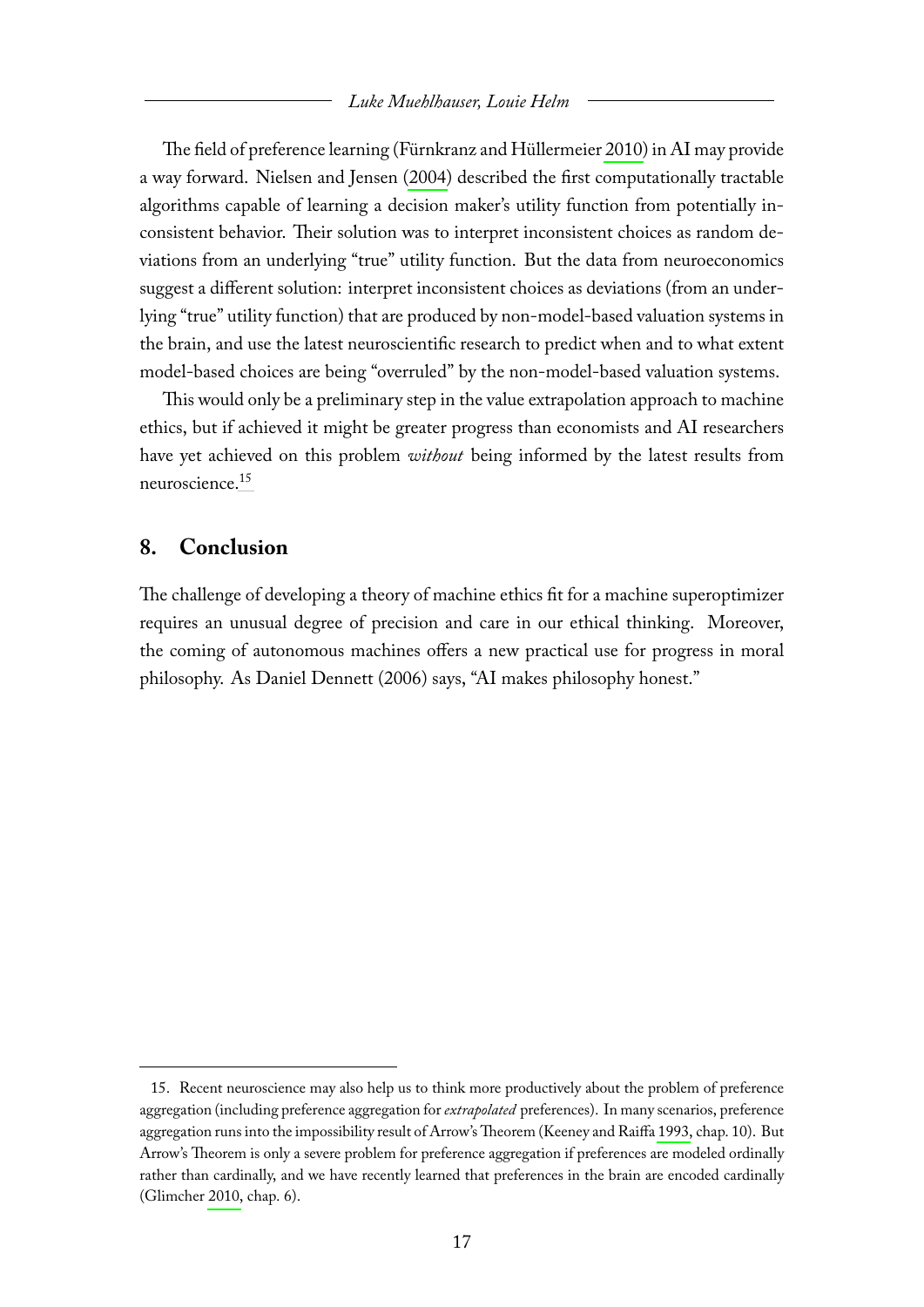The field of preference learning (Fürnkranz and Hüllermeier 2010) in AI may provide a way forward. Nielsen and Jensen (2004) described the first computationally tractable algorithms capable of learning a decision maker's utility function from potentially inconsistent behavior. Their solution was to interpret inconsistent choices as random deviations from an underlying "true" utility function. But the data from neuroeconomics suggest a different solution: interpret inconsistent choices as deviations (from an underlying "true" utility function) that are produced by non-model-based valuation systems in the brain, and use the latest neuroscientific research to predict when and to what extent model-based choices are being "overruled" by the non-model-based valuation systems.

This would only be a preliminary step in the value extrapolation approach to machine ethics, but if achieved it might be greater progress than economists and AI researchers have yet achieved on this problem *without* being informed by the latest results from neuroscience.[15]

## 8. Conclusion

The challenge of developing a theory of machine ethics fit for a machine superoptimizer requires an unusual degree of precision and care in our ethical thinking. Moreover, the coming of autonomous machines offers a new practical use for progress in moral philosophy. As Daniel Dennett (2006) says, "AI makes philosophy honest."

---

15. Recent neuroscience may also help us to think more productively about the problem of preference aggregation (including preference aggregation for *extrapolated* preferences). In many scenarios, preference aggregation runs into the impossibility result of Arrow's Theorem (Keeney and Raiffa 1993, chap. 10). But Arrow's Theorem is only a severe problem for preference aggregation if preferences are modeled ordinally rather than cardinally, and we have recently learned that preferences in the brain are encoded cardinally (Glimcher 2010, chap. 6).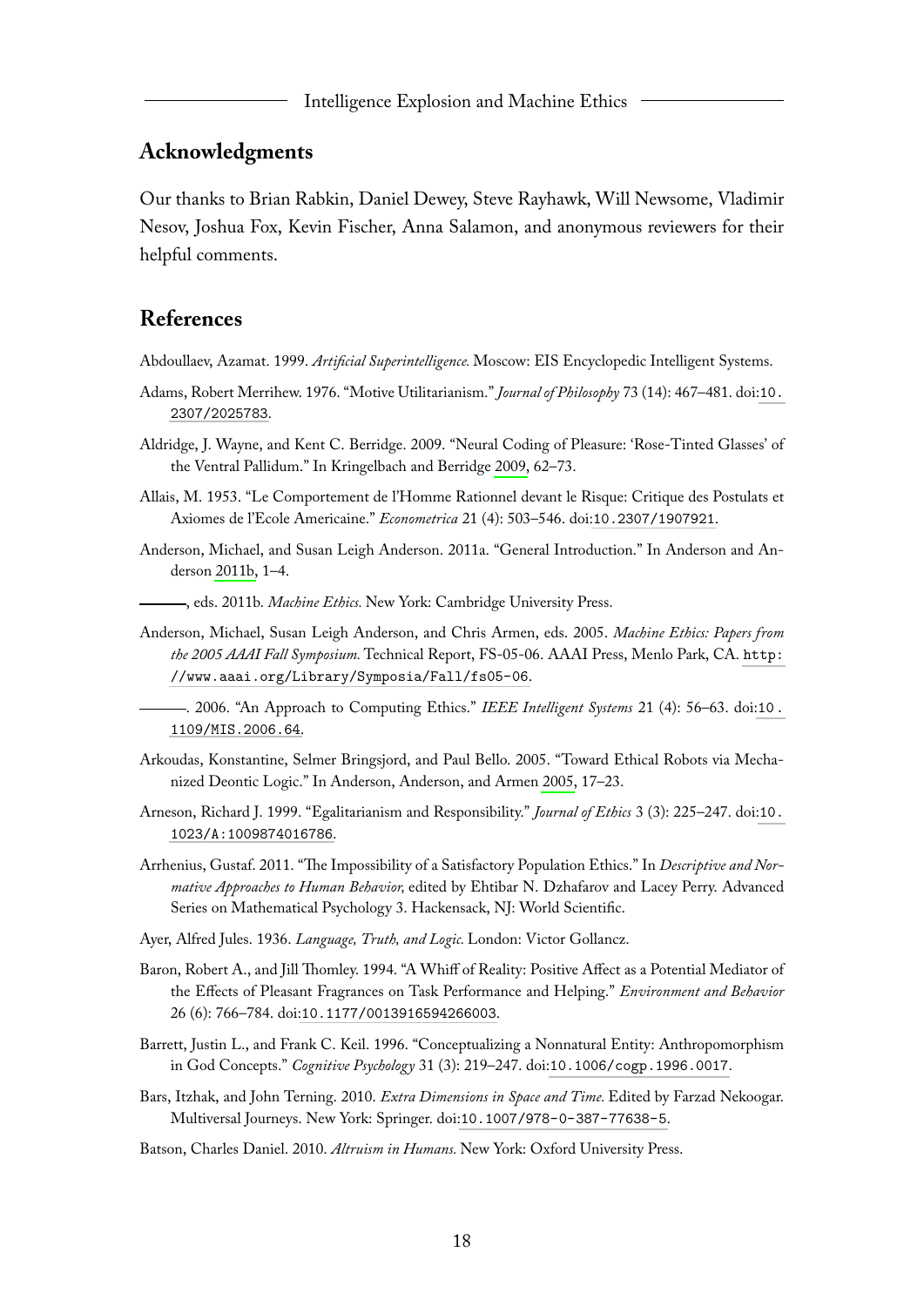## Acknowledgments

Our thanks to Brian Rabkin, Daniel Dewey, Steve Rayhawk, Will Newsome, Vladimir Nesov, Joshua Fox, Kevin Fischer, Anna Salamon, and anonymous reviewers for their helpful comments.

## References

Abdoullaev, Azamat. 1999. *Artificial Superintelligence.* Moscow: EIS Encyclopedic Intelligent Systems.

Adams, Robert Merrihew. 1976. "Motive Utilitarianism." *Journal of Philosophy* 73 (14): 467–481. doi:10.2307/2025783.

Aldridge, J. Wayne, and Kent C. Berridge. 2009. "Neural Coding of Pleasure: 'Rose-Tinted Glasses' of the Ventral Pallidum." In Kringelbach and Berridge 2009, 62–73.

Allais, M. 1953. "Le Comportement de l'Homme Rationnel devant le Risque: Critique des Postulats et Axiomes de l'Ecole Americaine." *Econometrica* 21 (4): 503–546. doi:10.2307/1907921.

Anderson, Michael, and Susan Leigh Anderson. 2011a. "General Introduction." In Anderson and Anderson 2011b, 1–4.

———, eds. 2011b. *Machine Ethics.* New York: Cambridge University Press.

Anderson, Michael, Susan Leigh Anderson, and Chris Armen, eds. 2005. *Machine Ethics: Papers from the 2005 AAAI Fall Symposium.* Technical Report, FS-05-06. AAAI Press, Menlo Park, CA. http://www.aaai.org/Library/Symposia/Fall/fs05-06.

———. 2006. "An Approach to Computing Ethics." *IEEE Intelligent Systems* 21 (4): 56–63. doi:10.1109/MIS.2006.64.

Arkoudas, Konstantine, Selmer Bringsjord, and Paul Bello. 2005. "Toward Ethical Robots via Mechanized Deontic Logic." In Anderson, Anderson, and Armen 2005, 17–23.

Arneson, Richard J. 1999. "Egalitarianism and Responsibility." *Journal of Ethics* 3 (3): 225–247. doi:10.1023/A:1009874016786.

Arrhenius, Gustaf. 2011. "The Impossibility of a Satisfactory Population Ethics." In *Descriptive and Normative Approaches to Human Behavior,* edited by Ehtibar N. Dzhafarov and Lacey Perry. Advanced Series on Mathematical Psychology 3. Hackensack, NJ: World Scientific.

Ayer, Alfred Jules. 1936. *Language, Truth, and Logic.* London: Victor Gollancz.

Baron, Robert A., and Jill Thomley. 1994. "A Whiff of Reality: Positive Affect as a Potential Mediator of the Effects of Pleasant Fragrances on Task Performance and Helping." *Environment and Behavior* 26 (6): 766–784. doi:10.1177/0013916594266003.

Barrett, Justin L., and Frank C. Keil. 1996. "Conceptualizing a Nonnatural Entity: Anthropomorphism in God Concepts." *Cognitive Psychology* 31 (3): 219–247. doi:10.1006/cogp.1996.0017.

Bars, Itzhak, and John Terning. 2010. *Extra Dimensions in Space and Time.* Edited by Farzad Nekoogar. Multiversal Journeys. New York: Springer. doi:10.1007/978-0-387-77638-5.

Batson, Charles Daniel. 2010. *Altruism in Humans.* New York: Oxford University Press.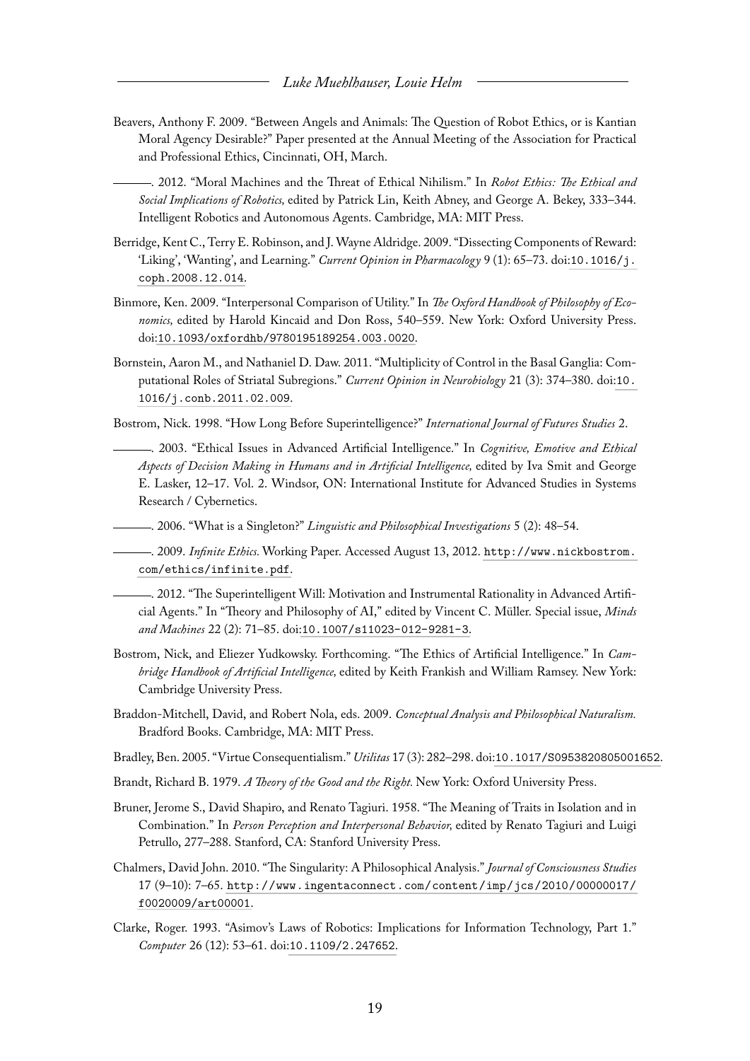Beavers, Anthony F. 2009. "Between Angels and Animals: The Question of Robot Ethics, or is Kantian Moral Agency Desirable?" Paper presented at the Annual Meeting of the Association for Practical and Professional Ethics, Cincinnati, OH, March.

———. 2012. "Moral Machines and the Threat of Ethical Nihilism." In *Robot Ethics: The Ethical and Social Implications of Robotics,* edited by Patrick Lin, Keith Abney, and George A. Bekey, 333–344. Intelligent Robotics and Autonomous Agents. Cambridge, MA: MIT Press.

Berridge, Kent C., Terry E. Robinson, and J. Wayne Aldridge. 2009. "Dissecting Components of Reward: 'Liking', 'Wanting', and Learning." *Current Opinion in Pharmacology* 9 (1): 65–73. doi:10.1016/j.coph.2008.12.014.

Binmore, Ken. 2009. "Interpersonal Comparison of Utility." In *The Oxford Handbook of Philosophy of Economics,* edited by Harold Kincaid and Don Ross, 540–559. New York: Oxford University Press. doi:10.1093/oxfordhb/9780195189254.003.0020.

Bornstein, Aaron M., and Nathaniel D. Daw. 2011. "Multiplicity of Control in the Basal Ganglia: Computational Roles of Striatal Subregions." *Current Opinion in Neurobiology* 21 (3): 374–380. doi:10.1016/j.conb.2011.02.009.

Bostrom, Nick. 1998. "How Long Before Superintelligence?" *International Journal of Futures Studies* 2.

———. 2003. "Ethical Issues in Advanced Artificial Intelligence." In *Cognitive, Emotive and Ethical Aspects of Decision Making in Humans and in Artificial Intelligence,* edited by Iva Smit and George E. Lasker, 12–17. Vol. 2. Windsor, ON: International Institute for Advanced Studies in Systems Research / Cybernetics.

———. 2006. "What is a Singleton?" *Linguistic and Philosophical Investigations* 5 (2): 48–54.

———. 2009. *Infinite Ethics.* Working Paper. Accessed August 13, 2012. http://www.nickbostrom.com/ethics/infinite.pdf.

———. 2012. "The Superintelligent Will: Motivation and Instrumental Rationality in Advanced Artificial Agents." In "Theory and Philosophy of AI," edited by Vincent C. Müller. Special issue, *Minds and Machines* 22 (2): 71–85. doi:10.1007/s11023-012-9281-3.

Bostrom, Nick, and Eliezer Yudkowsky. Forthcoming. "The Ethics of Artificial Intelligence." In *Cambridge Handbook of Artificial Intelligence,* edited by Keith Frankish and William Ramsey. New York: Cambridge University Press.

Braddon-Mitchell, David, and Robert Nola, eds. 2009. *Conceptual Analysis and Philosophical Naturalism.* Bradford Books. Cambridge, MA: MIT Press.

Bradley, Ben. 2005. "Virtue Consequentialism." *Utilitas* 17 (3): 282–298. doi:10.1017/S0953820805001652.

Brandt, Richard B. 1979. *A Theory of the Good and the Right.* New York: Oxford University Press.

Bruner, Jerome S., David Shapiro, and Renato Tagiuri. 1958. "The Meaning of Traits in Isolation and in Combination." In *Person Perception and Interpersonal Behavior,* edited by Renato Tagiuri and Luigi Petrullo, 277–288. Stanford, CA: Stanford University Press.

Chalmers, David John. 2010. "The Singularity: A Philosophical Analysis." *Journal of Consciousness Studies* 17 (9–10): 7–65. http://www.ingentaconnect.com/content/imp/jcs/2010/00000017/f0020009/art00001.

Clarke, Roger. 1993. "Asimov's Laws of Robotics: Implications for Information Technology, Part 1." *Computer* 26 (12): 53–61. doi:10.1109/2.247652.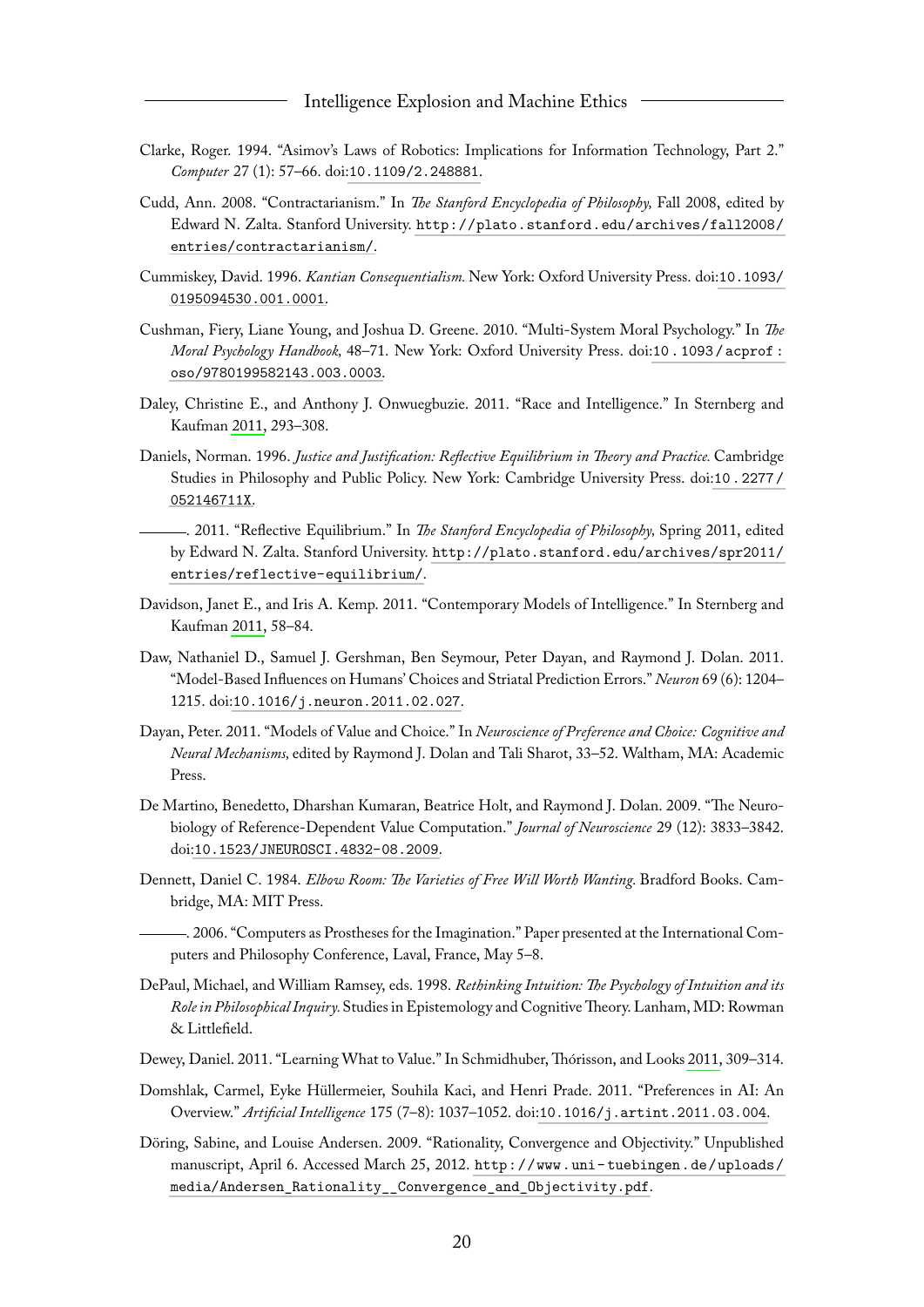Clarke, Roger. 1994. "Asimov's Laws of Robotics: Implications for Information Technology, Part 2." *Computer* 27 (1): 57–66. doi:10.1109/2.248881.

Cudd, Ann. 2008. "Contractarianism." In *The Stanford Encyclopedia of Philosophy,* Fall 2008, edited by Edward N. Zalta. Stanford University. http://plato.stanford.edu/archives/fall2008/entries/contractarianism/.

Cummiskey, David. 1996. *Kantian Consequentialism.* New York: Oxford University Press. doi:10.1093/0195094530.001.0001.

Cushman, Fiery, Liane Young, and Joshua D. Greene. 2010. "Multi-System Moral Psychology." In *The Moral Psychology Handbook,* 48–71. New York: Oxford University Press. doi:10.1093/acprof:oso/9780199582143.003.0003.

Daley, Christine E., and Anthony J. Onwuegbuzie. 2011. "Race and Intelligence." In Sternberg and Kaufman 2011, 293–308.

Daniels, Norman. 1996. *Justice and Justification: Reflective Equilibrium in Theory and Practice.* Cambridge Studies in Philosophy and Public Policy. New York: Cambridge University Press. doi:10.2277/052146711X.

———. 2011. "Reflective Equilibrium." In *The Stanford Encyclopedia of Philosophy,* Spring 2011, edited by Edward N. Zalta. Stanford University. http://plato.stanford.edu/archives/spr2011/entries/reflective-equilibrium/.

Davidson, Janet E., and Iris A. Kemp. 2011. "Contemporary Models of Intelligence." In Sternberg and Kaufman 2011, 58–84.

Daw, Nathaniel D., Samuel J. Gershman, Ben Seymour, Peter Dayan, and Raymond J. Dolan. 2011. "Model-Based Influences on Humans' Choices and Striatal Prediction Errors." *Neuron* 69 (6): 1204–1215. doi:10.1016/j.neuron.2011.02.027.

Dayan, Peter. 2011. "Models of Value and Choice." In *Neuroscience of Preference and Choice: Cognitive and Neural Mechanisms,* edited by Raymond J. Dolan and Tali Sharot, 33–52. Waltham, MA: Academic Press.

De Martino, Benedetto, Dharshan Kumaran, Beatrice Holt, and Raymond J. Dolan. 2009. "The Neurobiology of Reference-Dependent Value Computation." *Journal of Neuroscience* 29 (12): 3833–3842. doi:10.1523/JNEUROSCI.4832-08.2009.

Dennett, Daniel C. 1984. *Elbow Room: The Varieties of Free Will Worth Wanting.* Bradford Books. Cambridge, MA: MIT Press.

———. 2006. "Computers as Prostheses for the Imagination." Paper presented at the International Computers and Philosophy Conference, Laval, France, May 5–8.

DePaul, Michael, and William Ramsey, eds. 1998. *Rethinking Intuition: The Psychology of Intuition and its Role in Philosophical Inquiry.* Studies in Epistemology and Cognitive Theory. Lanham, MD: Rowman & Littlefield.

Dewey, Daniel. 2011. "Learning What to Value." In Schmidhuber, Thórisson, and Looks 2011, 309–314.

Domshlak, Carmel, Eyke Hüllermeier, Souhila Kaci, and Henri Prade. 2011. "Preferences in AI: An Overview." *Artificial Intelligence* 175 (7–8): 1037–1052. doi:10.1016/j.artint.2011.03.004.

Döring, Sabine, and Louise Andersen. 2009. "Rationality, Convergence and Objectivity." Unpublished manuscript, April 6. Accessed March 25, 2012. http://www.uni-tuebingen.de/uploads/media/Andersen_Rationality__Convergence_and_Objectivity.pdf.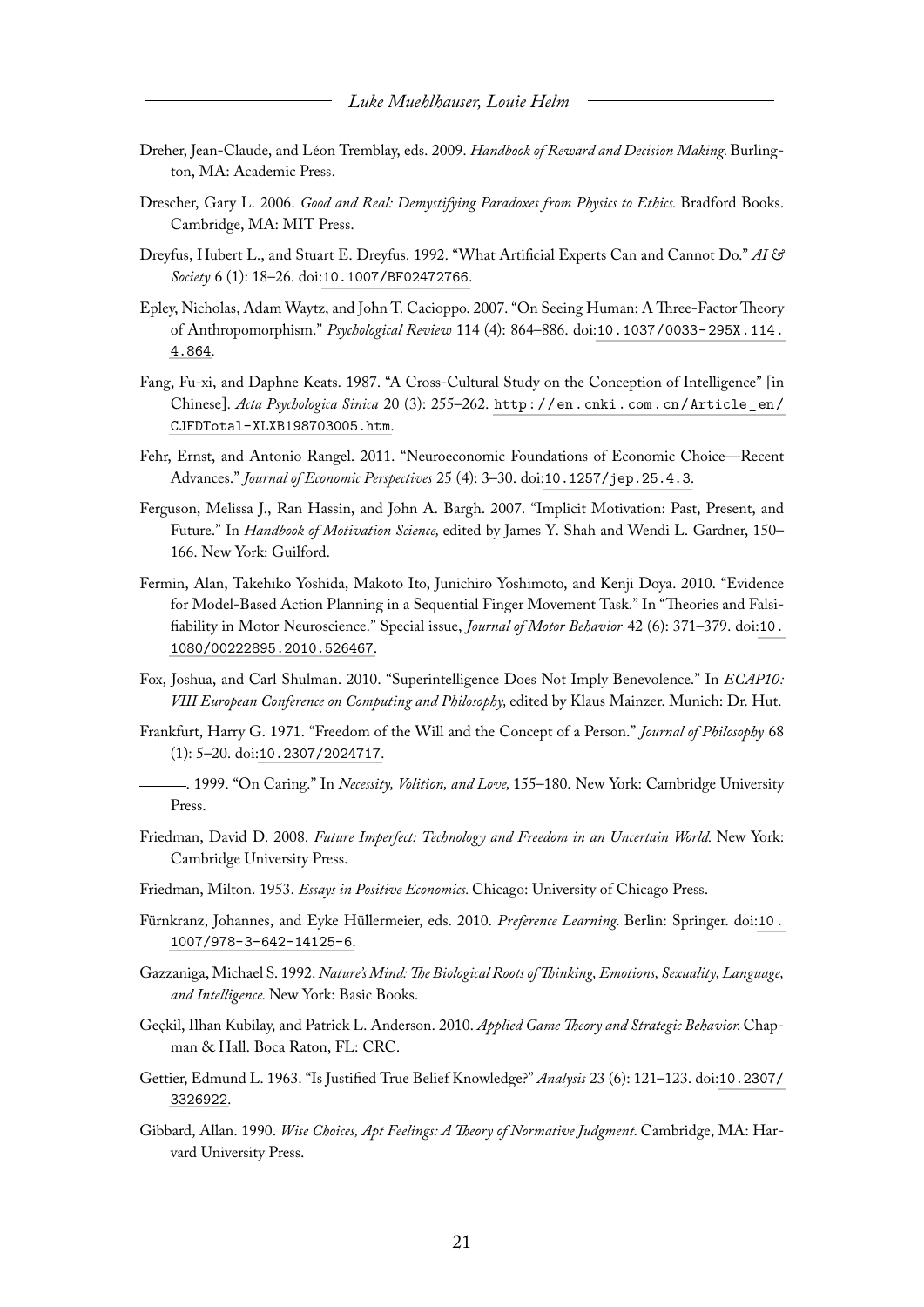Dreher, Jean-Claude, and Léon Tremblay, eds. 2009. *Handbook of Reward and Decision Making.* Burlington, MA: Academic Press.

Drescher, Gary L. 2006. *Good and Real: Demystifying Paradoxes from Physics to Ethics.* Bradford Books. Cambridge, MA: MIT Press.

Dreyfus, Hubert L., and Stuart E. Dreyfus. 1992. "What Artificial Experts Can and Cannot Do." *AI & Society* 6 (1): 18–26. doi:10.1007/BF02472766.

Epley, Nicholas, Adam Waytz, and John T. Cacioppo. 2007. "On Seeing Human: A Three-Factor Theory of Anthropomorphism." *Psychological Review* 114 (4): 864–886. doi:10.1037/0033-295X.114.4.864.

Fang, Fu-xi, and Daphne Keats. 1987. "A Cross-Cultural Study on the Conception of Intelligence" [in Chinese]. *Acta Psychologica Sinica* 20 (3): 255–262. http://en.cnki.com.cn/Article_en/CJFDTotal-XLXB198703005.htm.

Fehr, Ernst, and Antonio Rangel. 2011. "Neuroeconomic Foundations of Economic Choice—Recent Advances." *Journal of Economic Perspectives* 25 (4): 3–30. doi:10.1257/jep.25.4.3.

Ferguson, Melissa J., Ran Hassin, and John A. Bargh. 2007. "Implicit Motivation: Past, Present, and Future." In *Handbook of Motivation Science,* edited by James Y. Shah and Wendi L. Gardner, 150–166. New York: Guilford.

Fermin, Alan, Takehiko Yoshida, Makoto Ito, Junichiro Yoshimoto, and Kenji Doya. 2010. "Evidence for Model-Based Action Planning in a Sequential Finger Movement Task." In "Theories and Falsifiability in Motor Neuroscience." Special issue, *Journal of Motor Behavior* 42 (6): 371–379. doi:10.1080/00222895.2010.526467.

Fox, Joshua, and Carl Shulman. 2010. "Superintelligence Does Not Imply Benevolence." In *ECAP10: VIII European Conference on Computing and Philosophy,* edited by Klaus Mainzer. Munich: Dr. Hut.

Frankfurt, Harry G. 1971. "Freedom of the Will and the Concept of a Person." *Journal of Philosophy* 68 (1): 5–20. doi:10.2307/2024717.

———. 1999. "On Caring." In *Necessity, Volition, and Love,* 155–180. New York: Cambridge University Press.

Friedman, David D. 2008. *Future Imperfect: Technology and Freedom in an Uncertain World.* New York: Cambridge University Press.

Friedman, Milton. 1953. *Essays in Positive Economics.* Chicago: University of Chicago Press.

Fürnkranz, Johannes, and Eyke Hüllermeier, eds. 2010. *Preference Learning.* Berlin: Springer. doi:10.1007/978-3-642-14125-6.

Gazzaniga, Michael S. 1992. *Nature's Mind: The Biological Roots of Thinking, Emotions, Sexuality, Language, and Intelligence.* New York: Basic Books.

Geçkil, Ilhan Kubilay, and Patrick L. Anderson. 2010. *Applied Game Theory and Strategic Behavior.* Chapman & Hall. Boca Raton, FL: CRC.

Gettier, Edmund L. 1963. "Is Justified True Belief Knowledge?" *Analysis* 23 (6): 121–123. doi:10.2307/3326922.

Gibbard, Allan. 1990. *Wise Choices, Apt Feelings: A Theory of Normative Judgment.* Cambridge, MA: Harvard University Press.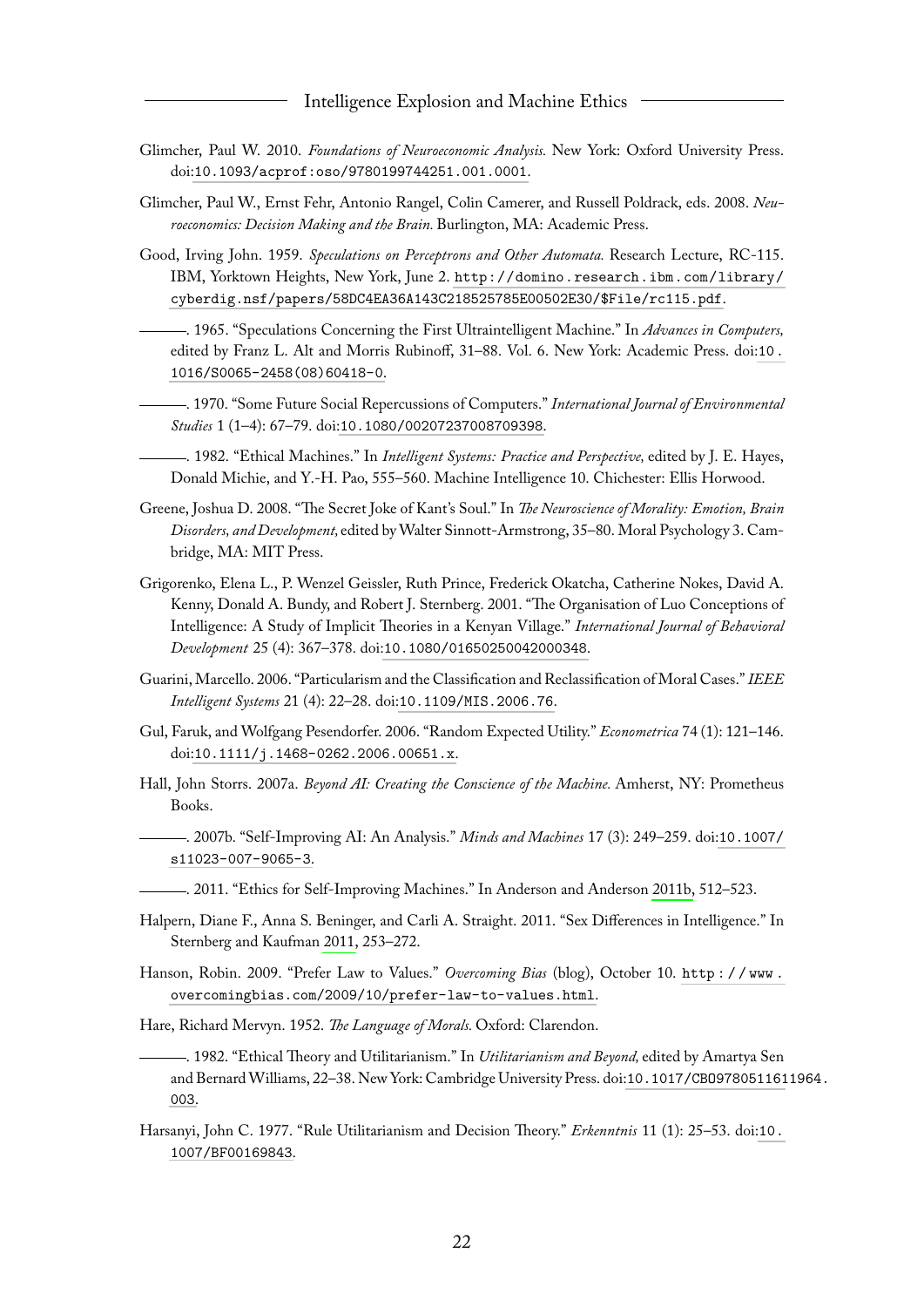Glimcher, Paul W. 2010. *Foundations of Neuroeconomic Analysis.* New York: Oxford University Press. doi:10.1093/acprof:oso/9780199744251.001.0001.

Glimcher, Paul W., Ernst Fehr, Antonio Rangel, Colin Camerer, and Russell Poldrack, eds. 2008. *Neuroeconomics: Decision Making and the Brain.* Burlington, MA: Academic Press.

Good, Irving John. 1959. *Speculations on Perceptrons and Other Automata.* Research Lecture, RC-115. IBM, Yorktown Heights, New York, June 2. http://domino.research.ibm.com/library/cyberdig.nsf/papers/58DC4EA36A143C218525785E00502E30/$File/rc115.pdf.

———. 1965. "Speculations Concerning the First Ultraintelligent Machine." In *Advances in Computers,* edited by Franz L. Alt and Morris Rubinoff, 31–88. Vol. 6. New York: Academic Press. doi:10.1016/S0065-2458(08)60418-0.

———. 1970. "Some Future Social Repercussions of Computers." *International Journal of Environmental Studies* 1 (1–4): 67–79. doi:10.1080/00207237008709398.

———. 1982. "Ethical Machines." In *Intelligent Systems: Practice and Perspective,* edited by J. E. Hayes, Donald Michie, and Y.-H. Pao, 555–560. Machine Intelligence 10. Chichester: Ellis Horwood.

Greene, Joshua D. 2008. "The Secret Joke of Kant's Soul." In *The Neuroscience of Morality: Emotion, Brain Disorders, and Development,* edited by Walter Sinnott-Armstrong, 35–80. Moral Psychology 3. Cambridge, MA: MIT Press.

Grigorenko, Elena L., P. Wenzel Geissler, Ruth Prince, Frederick Okatcha, Catherine Nokes, David A. Kenny, Donald A. Bundy, and Robert J. Sternberg. 2001. "The Organisation of Luo Conceptions of Intelligence: A Study of Implicit Theories in a Kenyan Village." *International Journal of Behavioral Development* 25 (4): 367–378. doi:10.1080/01650250042000348.

Guarini, Marcello. 2006. "Particularism and the Classification and Reclassification of Moral Cases." *IEEE Intelligent Systems* 21 (4): 22–28. doi:10.1109/MIS.2006.76.

Gul, Faruk, and Wolfgang Pesendorfer. 2006. "Random Expected Utility." *Econometrica* 74 (1): 121–146. doi:10.1111/j.1468-0262.2006.00651.x.

Hall, John Storrs. 2007a. *Beyond AI: Creating the Conscience of the Machine.* Amherst, NY: Prometheus Books.

———. 2007b. "Self-Improving AI: An Analysis." *Minds and Machines* 17 (3): 249–259. doi:10.1007/s11023-007-9065-3.

———. 2011. "Ethics for Self-Improving Machines." In Anderson and Anderson 2011b, 512–523.

Halpern, Diane F., Anna S. Beninger, and Carli A. Straight. 2011. "Sex Differences in Intelligence." In Sternberg and Kaufman 2011, 253–272.

Hanson, Robin. 2009. "Prefer Law to Values." *Overcoming Bias* (blog), October 10. http://www.overcomingbias.com/2009/10/prefer-law-to-values.html.

Hare, Richard Mervyn. 1952. *The Language of Morals.* Oxford: Clarendon.

———. 1982. "Ethical Theory and Utilitarianism." In *Utilitarianism and Beyond,* edited by Amartya Sen and Bernard Williams, 22–38. New York: Cambridge University Press. doi:10.1017/CBO9780511611964.003.

Harsanyi, John C. 1977. "Rule Utilitarianism and Decision Theory." *Erkenntnis* 11 (1): 25–53. doi:10.1007/BF00169843.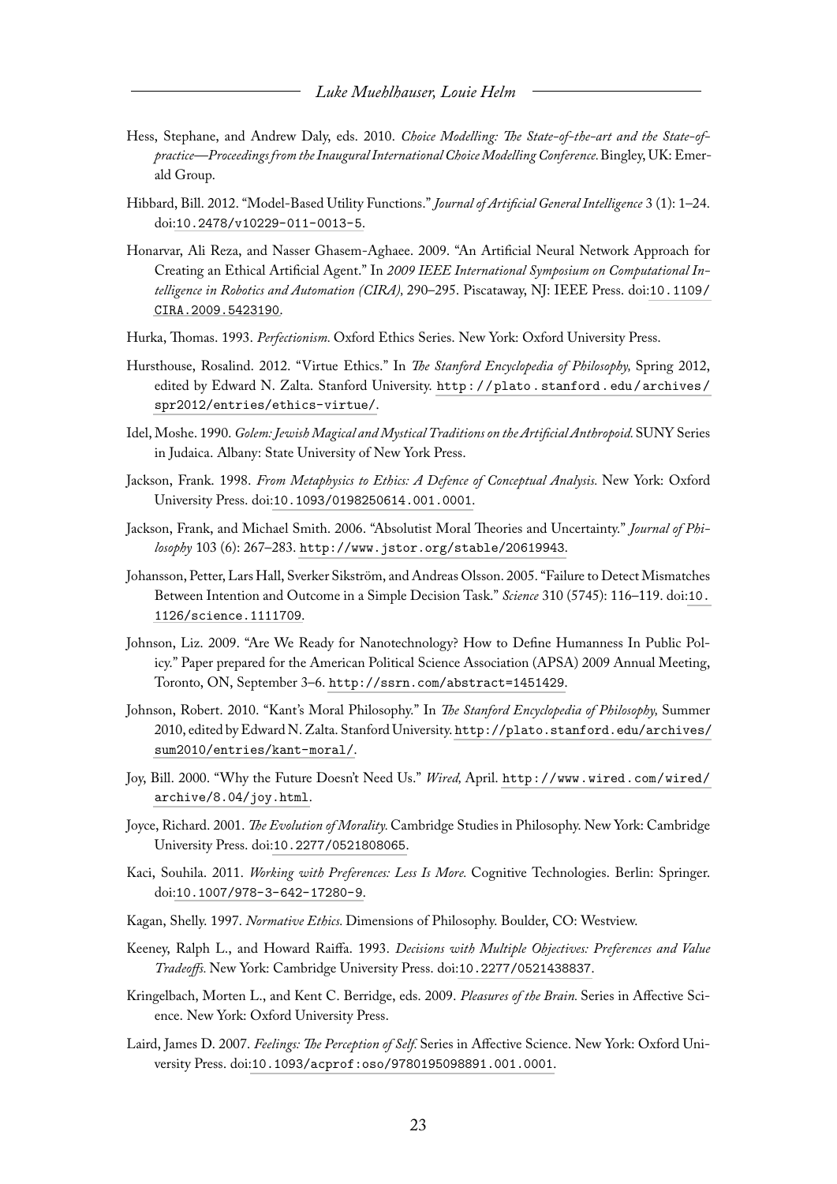Hess, Stephane, and Andrew Daly, eds. 2010. *Choice Modelling: The State-of-the-art and the State-of-practice—Proceedings from the Inaugural International Choice Modelling Conference.* Bingley, UK: Emerald Group.

Hibbard, Bill. 2012. "Model-Based Utility Functions." *Journal of Artificial General Intelligence* 3 (1): 1–24. doi:10.2478/v10229-011-0013-5.

Honarvar, Ali Reza, and Nasser Ghasem-Aghaee. 2009. "An Artificial Neural Network Approach for Creating an Ethical Artificial Agent." In *2009 IEEE International Symposium on Computational Intelligence in Robotics and Automation (CIRA),* 290–295. Piscataway, NJ: IEEE Press. doi:10.1109/CIRA.2009.5423190.

Hurka, Thomas. 1993. *Perfectionism.* Oxford Ethics Series. New York: Oxford University Press.

Hursthouse, Rosalind. 2012. "Virtue Ethics." In *The Stanford Encyclopedia of Philosophy,* Spring 2012, edited by Edward N. Zalta. Stanford University. http://plato.stanford.edu/archives/spr2012/entries/ethics-virtue/.

Idel, Moshe. 1990. *Golem: Jewish Magical and Mystical Traditions on the Artificial Anthropoid.* SUNY Series in Judaica. Albany: State University of New York Press.

Jackson, Frank. 1998. *From Metaphysics to Ethics: A Defence of Conceptual Analysis.* New York: Oxford University Press. doi:10.1093/0198250614.001.0001.

Jackson, Frank, and Michael Smith. 2006. "Absolutist Moral Theories and Uncertainty." *Journal of Philosophy* 103 (6): 267–283. http://www.jstor.org/stable/20619943.

Johansson, Petter, Lars Hall, Sverker Sikström, and Andreas Olsson. 2005. "Failure to Detect Mismatches Between Intention and Outcome in a Simple Decision Task." *Science* 310 (5745): 116–119. doi:10.1126/science.1111709.

Johnson, Liz. 2009. "Are We Ready for Nanotechnology? How to Define Humanness In Public Policy." Paper prepared for the American Political Science Association (APSA) 2009 Annual Meeting, Toronto, ON, September 3–6. http://ssrn.com/abstract=1451429.

Johnson, Robert. 2010. "Kant's Moral Philosophy." In *The Stanford Encyclopedia of Philosophy,* Summer 2010, edited by Edward N. Zalta. Stanford University. http://plato.stanford.edu/archives/sum2010/entries/kant-moral/.

Joy, Bill. 2000. "Why the Future Doesn't Need Us." *Wired,* April. http://www.wired.com/wired/archive/8.04/joy.html.

Joyce, Richard. 2001. *The Evolution of Morality.* Cambridge Studies in Philosophy. New York: Cambridge University Press. doi:10.2277/0521808065.

Kaci, Souhila. 2011. *Working with Preferences: Less Is More.* Cognitive Technologies. Berlin: Springer. doi:10.1007/978-3-642-17280-9.

Kagan, Shelly. 1997. *Normative Ethics.* Dimensions of Philosophy. Boulder, CO: Westview.

Keeney, Ralph L., and Howard Raiffa. 1993. *Decisions with Multiple Objectives: Preferences and Value Tradeoffs.* New York: Cambridge University Press. doi:10.2277/0521438837.

Kringelbach, Morten L., and Kent C. Berridge, eds. 2009. *Pleasures of the Brain.* Series in Affective Science. New York: Oxford University Press.

Laird, James D. 2007. *Feelings: The Perception of Self.* Series in Affective Science. New York: Oxford University Press. doi:10.1093/acprof:oso/9780195098891.001.0001.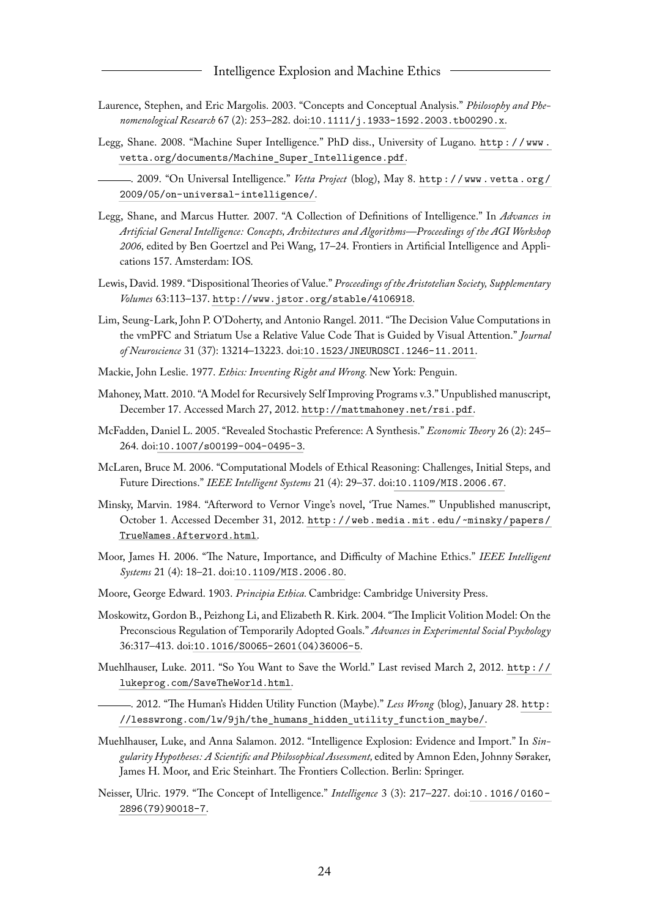Laurence, Stephen, and Eric Margolis. 2003. "Concepts and Conceptual Analysis." *Philosophy and Phenomenological Research* 67 (2): 253–282. doi:10.1111/j.1933-1592.2003.tb00290.x.

Legg, Shane. 2008. "Machine Super Intelligence." PhD diss., University of Lugano. http://www.vetta.org/documents/Machine_Super_Intelligence.pdf.

———. 2009. "On Universal Intelligence." *Vetta Project* (blog), May 8. http://www.vetta.org/2009/05/on-universal-intelligence/.

Legg, Shane, and Marcus Hutter. 2007. "A Collection of Definitions of Intelligence." In *Advances in Artificial General Intelligence: Concepts, Architectures and Algorithms—Proceedings of the AGI Workshop 2006,* edited by Ben Goertzel and Pei Wang, 17–24. Frontiers in Artificial Intelligence and Applications 157. Amsterdam: IOS.

Lewis, David. 1989. "Dispositional Theories of Value." *Proceedings of the Aristotelian Society, Supplementary Volumes* 63:113–137. http://www.jstor.org/stable/4106918.

Lim, Seung-Lark, John P. O'Doherty, and Antonio Rangel. 2011. "The Decision Value Computations in the vmPFC and Striatum Use a Relative Value Code That is Guided by Visual Attention." *Journal of Neuroscience* 31 (37): 13214–13223. doi:10.1523/JNEUROSCI.1246-11.2011.

Mackie, John Leslie. 1977. *Ethics: Inventing Right and Wrong.* New York: Penguin.

Mahoney, Matt. 2010. "A Model for Recursively Self Improving Programs v.3." Unpublished manuscript, December 17. Accessed March 27, 2012. http://mattmahoney.net/rsi.pdf.

McFadden, Daniel L. 2005. "Revealed Stochastic Preference: A Synthesis." *Economic Theory* 26 (2): 245–264. doi:10.1007/s00199-004-0495-3.

McLaren, Bruce M. 2006. "Computational Models of Ethical Reasoning: Challenges, Initial Steps, and Future Directions." *IEEE Intelligent Systems* 21 (4): 29–37. doi:10.1109/MIS.2006.67.

Minsky, Marvin. 1984. "Afterword to Vernor Vinge's novel, 'True Names.'" Unpublished manuscript, October 1. Accessed December 31, 2012. http://web.media.mit.edu/~minsky/papers/TrueNames.Afterword.html.

Moor, James H. 2006. "The Nature, Importance, and Difficulty of Machine Ethics." *IEEE Intelligent Systems* 21 (4): 18–21. doi:10.1109/MIS.2006.80.

Moore, George Edward. 1903. *Principia Ethica.* Cambridge: Cambridge University Press.

Moskowitz, Gordon B., Peizhong Li, and Elizabeth R. Kirk. 2004. "The Implicit Volition Model: On the Preconscious Regulation of Temporarily Adopted Goals." *Advances in Experimental Social Psychology* 36:317–413. doi:10.1016/S0065-2601(04)36006-5.

Muehlhauser, Luke. 2011. "So You Want to Save the World." Last revised March 2, 2012. http://lukeprog.com/SaveTheWorld.html.

———. 2012. "The Human's Hidden Utility Function (Maybe)." *Less Wrong* (blog), January 28. http://lesswrong.com/lw/9jh/the_humans_hidden_utility_function_maybe/.

Muehlhauser, Luke, and Anna Salamon. 2012. "Intelligence Explosion: Evidence and Import." In *Singularity Hypotheses: A Scientific and Philosophical Assessment,* edited by Amnon Eden, Johnny Søraker, James H. Moor, and Eric Steinhart. The Frontiers Collection. Berlin: Springer.

Neisser, Ulric. 1979. "The Concept of Intelligence." *Intelligence* 3 (3): 217–227. doi:10.1016/0160-2896(79)90018-7.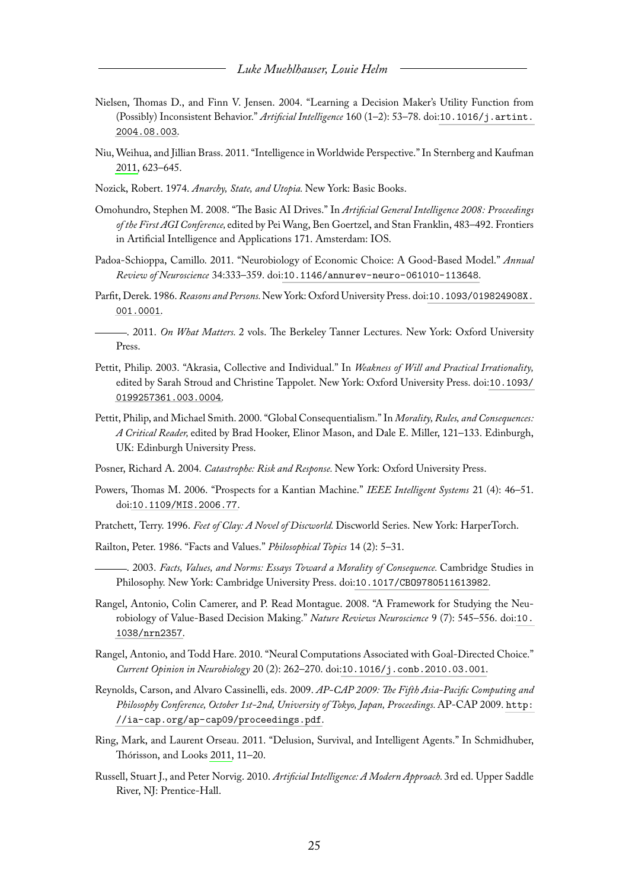Nielsen, Thomas D., and Finn V. Jensen. 2004. "Learning a Decision Maker's Utility Function from (Possibly) Inconsistent Behavior." *Artificial Intelligence* 160 (1–2): 53–78. doi:10.1016/j.artint.2004.08.003.

Niu, Weihua, and Jillian Brass. 2011. "Intelligence in Worldwide Perspective." In Sternberg and Kaufman 2011, 623–645.

Nozick, Robert. 1974. *Anarchy, State, and Utopia.* New York: Basic Books.

Omohundro, Stephen M. 2008. "The Basic AI Drives." In *Artificial General Intelligence 2008: Proceedings of the First AGI Conference,* edited by Pei Wang, Ben Goertzel, and Stan Franklin, 483–492. Frontiers in Artificial Intelligence and Applications 171. Amsterdam: IOS.

Padoa-Schioppa, Camillo. 2011. "Neurobiology of Economic Choice: A Good-Based Model." *Annual Review of Neuroscience* 34:333–359. doi:10.1146/annurev-neuro-061010-113648.

Parfit, Derek. 1986. *Reasons and Persons.* New York: Oxford University Press. doi:10.1093/019824908X.001.0001.

———. 2011. *On What Matters.* 2 vols. The Berkeley Tanner Lectures. New York: Oxford University Press.

Pettit, Philip. 2003. "Akrasia, Collective and Individual." In *Weakness of Will and Practical Irrationality,* edited by Sarah Stroud and Christine Tappolet. New York: Oxford University Press. doi:10.1093/0199257361.003.0004.

Pettit, Philip, and Michael Smith. 2000. "Global Consequentialism." In *Morality, Rules, and Consequences: A Critical Reader,* edited by Brad Hooker, Elinor Mason, and Dale E. Miller, 121–133. Edinburgh, UK: Edinburgh University Press.

Posner, Richard A. 2004. *Catastrophe: Risk and Response.* New York: Oxford University Press.

Powers, Thomas M. 2006. "Prospects for a Kantian Machine." *IEEE Intelligent Systems* 21 (4): 46–51. doi:10.1109/MIS.2006.77.

Pratchett, Terry. 1996. *Feet of Clay: A Novel of Discworld.* Discworld Series. New York: HarperTorch.

Railton, Peter. 1986. "Facts and Values." *Philosophical Topics* 14 (2): 5–31.

———. 2003. *Facts, Values, and Norms: Essays Toward a Morality of Consequence.* Cambridge Studies in Philosophy. New York: Cambridge University Press. doi:10.1017/CBO9780511613982.

Rangel, Antonio, Colin Camerer, and P. Read Montague. 2008. "A Framework for Studying the Neurobiology of Value-Based Decision Making." *Nature Reviews Neuroscience* 9 (7): 545–556. doi:10.1038/nrn2357.

Rangel, Antonio, and Todd Hare. 2010. "Neural Computations Associated with Goal-Directed Choice." *Current Opinion in Neurobiology* 20 (2): 262–270. doi:10.1016/j.conb.2010.03.001.

Reynolds, Carson, and Alvaro Cassinelli, eds. 2009. *AP-CAP 2009: The Fifth Asia-Pacific Computing and Philosophy Conference, October 1st-2nd, University of Tokyo, Japan, Proceedings.* AP-CAP 2009. http://ia-cap.org/ap-cap09/proceedings.pdf.

Ring, Mark, and Laurent Orseau. 2011. "Delusion, Survival, and Intelligent Agents." In Schmidhuber, Thórisson, and Looks 2011, 11–20.

Russell, Stuart J., and Peter Norvig. 2010. *Artificial Intelligence: A Modern Approach.* 3rd ed. Upper Saddle River, NJ: Prentice-Hall.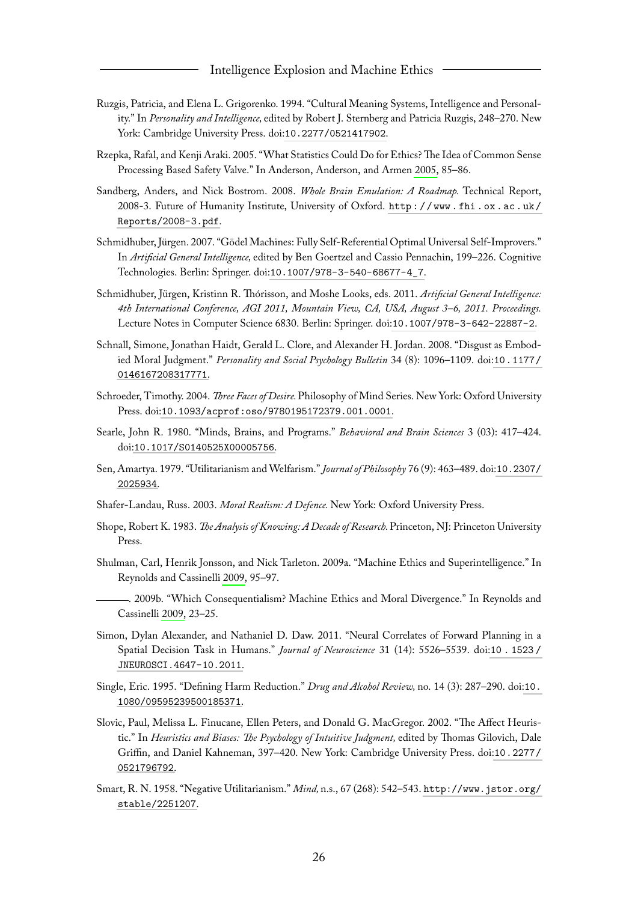Ruzgis, Patricia, and Elena L. Grigorenko. 1994. "Cultural Meaning Systems, Intelligence and Personality." In *Personality and Intelligence,* edited by Robert J. Sternberg and Patricia Ruzgis, 248–270. New York: Cambridge University Press. doi:10.2277/0521417902.

Rzepka, Rafal, and Kenji Araki. 2005. "What Statistics Could Do for Ethics? The Idea of Common Sense Processing Based Safety Valve." In Anderson, Anderson, and Armen 2005, 85–86.

Sandberg, Anders, and Nick Bostrom. 2008. *Whole Brain Emulation: A Roadmap.* Technical Report, 2008-3. Future of Humanity Institute, University of Oxford. http://www.fhi.ox.ac.uk/Reports/2008-3.pdf.

Schmidhuber, Jürgen. 2007. "Gödel Machines: Fully Self-Referential Optimal Universal Self-Improvers." In *Artificial General Intelligence,* edited by Ben Goertzel and Cassio Pennachin, 199–226. Cognitive Technologies. Berlin: Springer. doi:10.1007/978-3-540-68677-4_7.

Schmidhuber, Jürgen, Kristinn R. Thórisson, and Moshe Looks, eds. 2011. *Artificial General Intelligence: 4th International Conference, AGI 2011, Mountain View, CA, USA, August 3–6, 2011. Proceedings.* Lecture Notes in Computer Science 6830. Berlin: Springer. doi:10.1007/978-3-642-22887-2.

Schnall, Simone, Jonathan Haidt, Gerald L. Clore, and Alexander H. Jordan. 2008. "Disgust as Embodied Moral Judgment." *Personality and Social Psychology Bulletin* 34 (8): 1096–1109. doi:10.1177/0146167208317771.

Schroeder, Timothy. 2004. *Three Faces of Desire.* Philosophy of Mind Series. New York: Oxford University Press. doi:10.1093/acprof:oso/9780195172379.001.0001.

Searle, John R. 1980. "Minds, Brains, and Programs." *Behavioral and Brain Sciences* 3 (03): 417–424. doi:10.1017/S0140525X00005756.

Sen, Amartya. 1979. "Utilitarianism and Welfarism." *Journal of Philosophy* 76 (9): 463–489. doi:10.2307/2025934.

Shafer-Landau, Russ. 2003. *Moral Realism: A Defence.* New York: Oxford University Press.

Shope, Robert K. 1983. *The Analysis of Knowing: A Decade of Research.* Princeton, NJ: Princeton University Press.

Shulman, Carl, Henrik Jonsson, and Nick Tarleton. 2009a. "Machine Ethics and Superintelligence." In Reynolds and Cassinelli 2009, 95–97.

———. 2009b. "Which Consequentialism? Machine Ethics and Moral Divergence." In Reynolds and Cassinelli 2009, 23–25.

Simon, Dylan Alexander, and Nathaniel D. Daw. 2011. "Neural Correlates of Forward Planning in a Spatial Decision Task in Humans." *Journal of Neuroscience* 31 (14): 5526–5539. doi:10.1523/JNEUROSCI.4647-10.2011.

Single, Eric. 1995. "Defining Harm Reduction." *Drug and Alcohol Review,* no. 14 (3): 287–290. doi:10.1080/09595239500185371.

Slovic, Paul, Melissa L. Finucane, Ellen Peters, and Donald G. MacGregor. 2002. "The Affect Heuristic." In *Heuristics and Biases: The Psychology of Intuitive Judgment,* edited by Thomas Gilovich, Dale Griffin, and Daniel Kahneman, 397–420. New York: Cambridge University Press. doi:10.2277/0521796792.

Smart, R. N. 1958. "Negative Utilitarianism." *Mind,* n.s., 67 (268): 542–543. http://www.jstor.org/stable/2251207.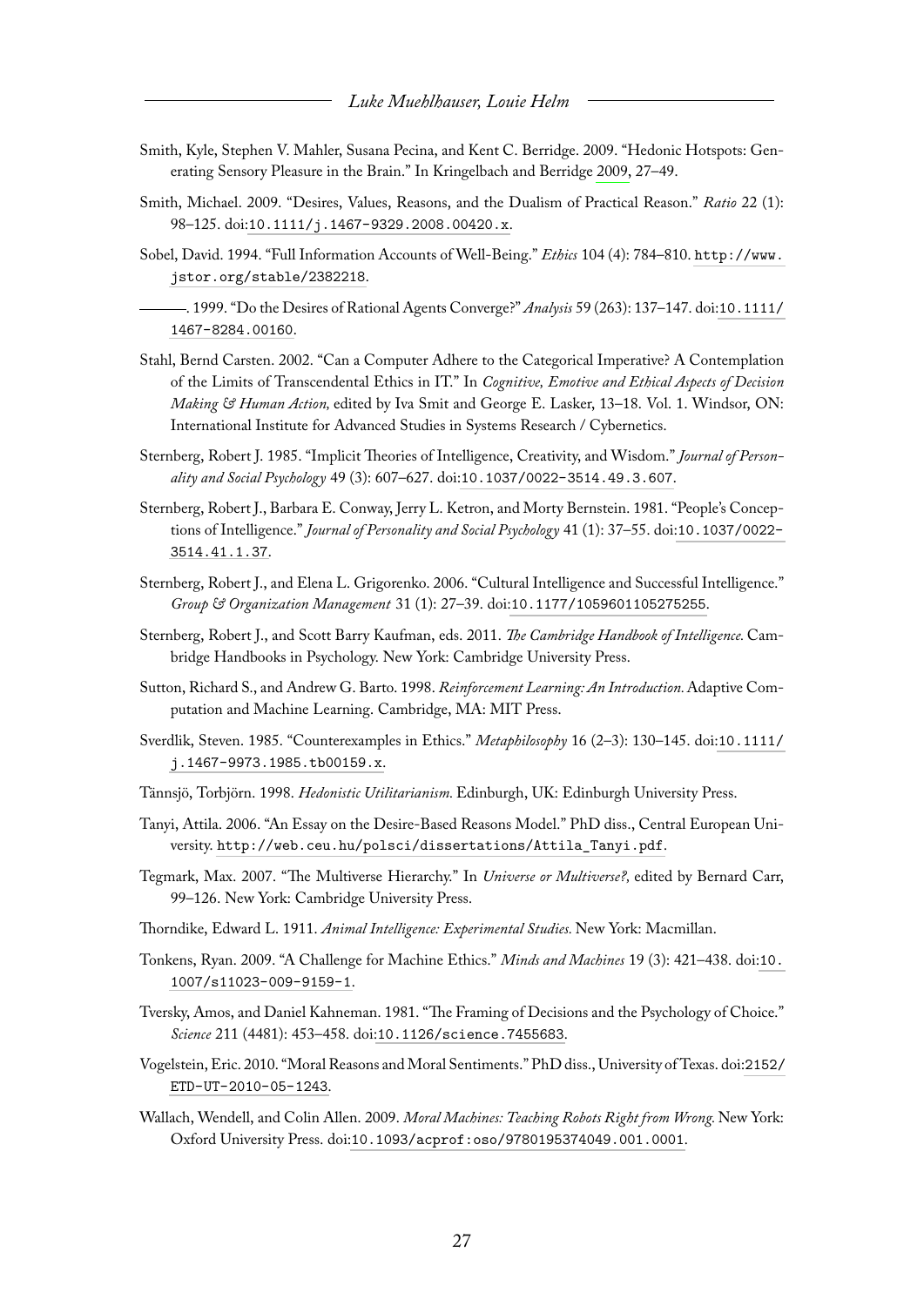Smith, Kyle, Stephen V. Mahler, Susana Pecina, and Kent C. Berridge. 2009. "Hedonic Hotspots: Generating Sensory Pleasure in the Brain." In Kringelbach and Berridge 2009, 27–49.

Smith, Michael. 2009. "Desires, Values, Reasons, and the Dualism of Practical Reason." *Ratio* 22 (1): 98–125. doi:10.1111/j.1467-9329.2008.00420.x.

Sobel, David. 1994. "Full Information Accounts of Well-Being." *Ethics* 104 (4): 784–810. http://www.jstor.org/stable/2382218.

———. 1999. "Do the Desires of Rational Agents Converge?" *Analysis* 59 (263): 137–147. doi:10.1111/1467-8284.00160.

Stahl, Bernd Carsten. 2002. "Can a Computer Adhere to the Categorical Imperative? A Contemplation of the Limits of Transcendental Ethics in IT." In *Cognitive, Emotive and Ethical Aspects of Decision Making & Human Action,* edited by Iva Smit and George E. Lasker, 13–18. Vol. 1. Windsor, ON: International Institute for Advanced Studies in Systems Research / Cybernetics.

Sternberg, Robert J. 1985. "Implicit Theories of Intelligence, Creativity, and Wisdom." *Journal of Personality and Social Psychology* 49 (3): 607–627. doi:10.1037/0022-3514.49.3.607.

Sternberg, Robert J., Barbara E. Conway, Jerry L. Ketron, and Morty Bernstein. 1981. "People's Conceptions of Intelligence." *Journal of Personality and Social Psychology* 41 (1): 37–55. doi:10.1037/0022-3514.41.1.37.

Sternberg, Robert J., and Elena L. Grigorenko. 2006. "Cultural Intelligence and Successful Intelligence." *Group & Organization Management* 31 (1): 27–39. doi:10.1177/1059601105275255.

Sternberg, Robert J., and Scott Barry Kaufman, eds. 2011. *The Cambridge Handbook of Intelligence.* Cambridge Handbooks in Psychology. New York: Cambridge University Press.

Sutton, Richard S., and Andrew G. Barto. 1998. *Reinforcement Learning: An Introduction.* Adaptive Computation and Machine Learning. Cambridge, MA: MIT Press.

Sverdlik, Steven. 1985. "Counterexamples in Ethics." *Metaphilosophy* 16 (2–3): 130–145. doi:10.1111/j.1467-9973.1985.tb00159.x.

Tännsjö, Torbjörn. 1998. *Hedonistic Utilitarianism.* Edinburgh, UK: Edinburgh University Press.

Tanyi, Attila. 2006. "An Essay on the Desire-Based Reasons Model." PhD diss., Central European University. http://web.ceu.hu/polsci/dissertations/Attila_Tanyi.pdf.

Tegmark, Max. 2007. "The Multiverse Hierarchy." In *Universe or Multiverse?,* edited by Bernard Carr, 99–126. New York: Cambridge University Press.

Thorndike, Edward L. 1911. *Animal Intelligence: Experimental Studies.* New York: Macmillan.

Tonkens, Ryan. 2009. "A Challenge for Machine Ethics." *Minds and Machines* 19 (3): 421–438. doi:10.1007/s11023-009-9159-1.

Tversky, Amos, and Daniel Kahneman. 1981. "The Framing of Decisions and the Psychology of Choice." *Science* 211 (4481): 453–458. doi:10.1126/science.7455683.

Vogelstein, Eric. 2010. "Moral Reasons and Moral Sentiments." PhD diss., University of Texas. doi:2152/ETD-UT-2010-05-1243.

Wallach, Wendell, and Colin Allen. 2009. *Moral Machines: Teaching Robots Right from Wrong.* New York: Oxford University Press. doi:10.1093/acprof:oso/9780195374049.001.0001.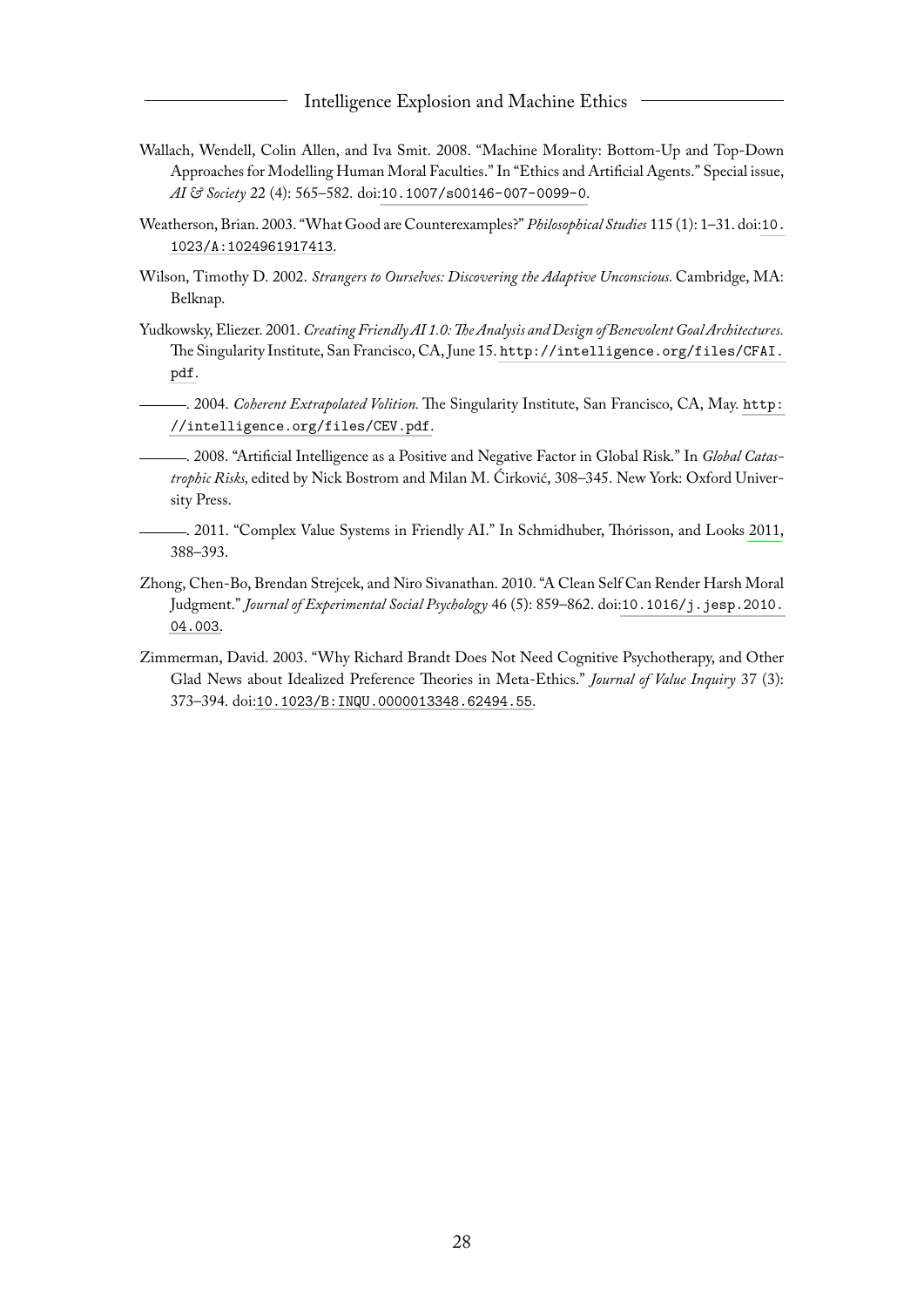Wallach, Wendell, Colin Allen, and Iva Smit. 2008. "Machine Morality: Bottom-Up and Top-Down Approaches for Modelling Human Moral Faculties." In "Ethics and Artificial Agents." Special issue, *AI & Society* 22 (4): 565–582. doi:10.1007/s00146-007-0099-0.

Weatherson, Brian. 2003. "What Good are Counterexamples?" *Philosophical Studies* 115 (1): 1–31. doi:10.1023/A:1024961917413.

Wilson, Timothy D. 2002. *Strangers to Ourselves: Discovering the Adaptive Unconscious.* Cambridge, MA: Belknap.

Yudkowsky, Eliezer. 2001. *Creating Friendly AI 1.0: The Analysis and Design of Benevolent Goal Architectures.* The Singularity Institute, San Francisco, CA, June 15. http://intelligence.org/files/CFAI.pdf.

———. 2004. *Coherent Extrapolated Volition.* The Singularity Institute, San Francisco, CA, May. http://intelligence.org/files/CEV.pdf.

———. 2008. "Artificial Intelligence as a Positive and Negative Factor in Global Risk." In *Global Catastrophic Risks,* edited by Nick Bostrom and Milan M. Ćirković, 308–345. New York: Oxford University Press.

———. 2011. "Complex Value Systems in Friendly AI." In Schmidhuber, Thórisson, and Looks 2011, 388–393.

Zhong, Chen-Bo, Brendan Strejcek, and Niro Sivanathan. 2010. "A Clean Self Can Render Harsh Moral Judgment." *Journal of Experimental Social Psychology* 46 (5): 859–862. doi:10.1016/j.jesp.2010.04.003.

Zimmerman, David. 2003. "Why Richard Brandt Does Not Need Cognitive Psychotherapy, and Other Glad News about Idealized Preference Theories in Meta-Ethics." *Journal of Value Inquiry* 37 (3): 373–394. doi:10.1023/B:INQU.0000013348.62494.55.